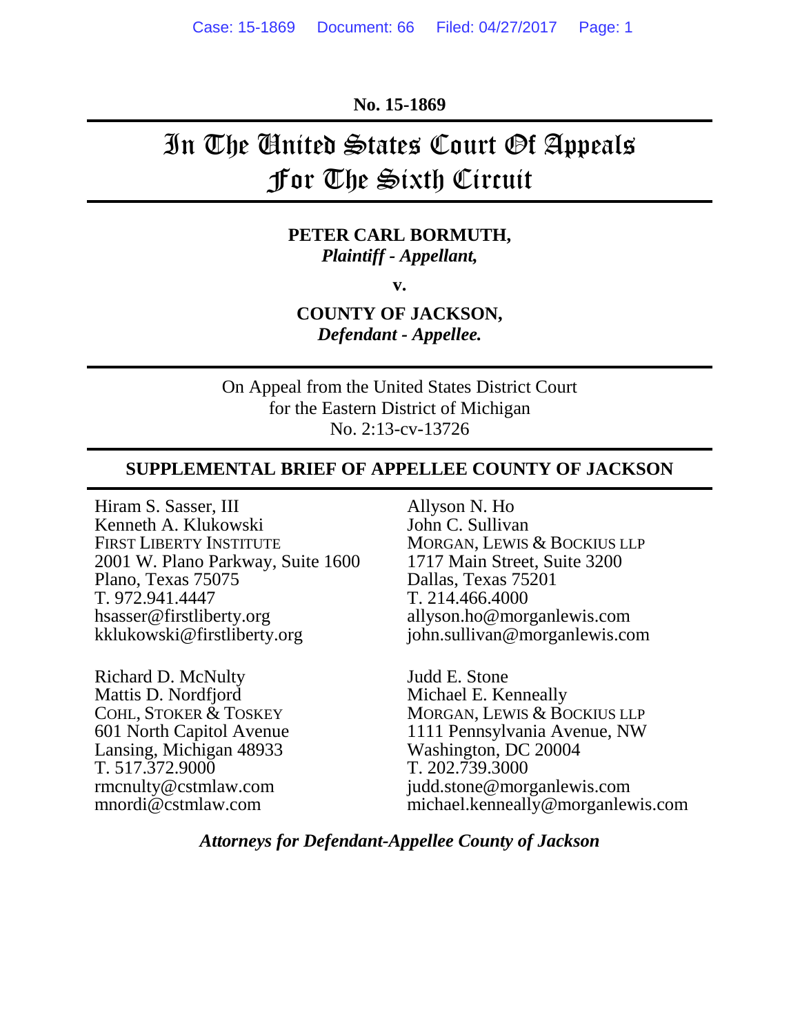**No. 15-1869**

# In The United States Court Of Appeals For The Sixth Circuit

**PETER CARL BORMUTH,**
***Plaintiff - Appellant,***

**v.**

**COUNTY OF JACKSON,**
***Defendant - Appellee.***

On Appeal from the United States District Court
for the Eastern District of Michigan
No. 2:13-cv-13726

**SUPPLEMENTAL BRIEF OF APPELLEE COUNTY OF JACKSON**

Hiram S. Sasser, III
Kenneth A. Klukowski
FIRST LIBERTY INSTITUTE
2001 W. Plano Parkway, Suite 1600
Plano, Texas 75075
T. 972.941.4447
hsasser@firstliberty.org
kklukowski@firstliberty.org

Richard D. McNulty
Mattis D. Nordfjord
COHL, STOKER & TOSKEY
601 North Capitol Avenue
Lansing, Michigan 48933
T. 517.372.9000
rmcnulty@cstmlaw.com
mnordi@cstmlaw.com

Allyson N. Ho
John C. Sullivan
MORGAN, LEWIS & BOCKIUS LLP
1717 Main Street, Suite 3200
Dallas, Texas 75201
T. 214.466.4000
allyson.ho@morganlewis.com
john.sullivan@morganlewis.com

Judd E. Stone
Michael E. Kenneally
MORGAN, LEWIS & BOCKIUS LLP
1111 Pennsylvania Avenue, NW
Washington, DC 20004
T. 202.739.3000
judd.stone@morganlewis.com
michael.kenneally@morganlewis.com

***Attorneys for Defendant-Appellee County of Jackson***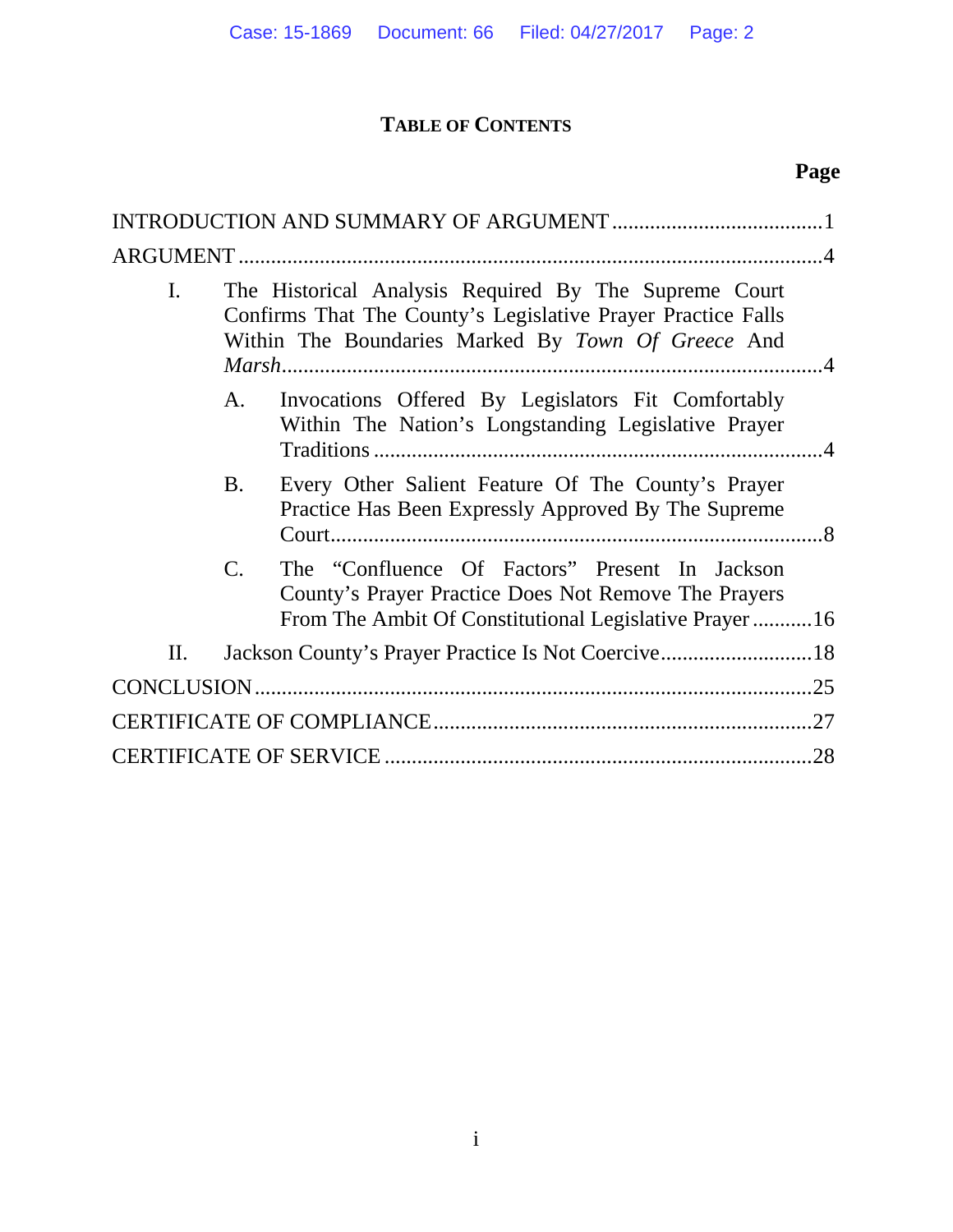# TABLE OF CONTENTS

**Page**

INTRODUCTION AND SUMMARY OF ARGUMENT .......................................1

ARGUMENT ..........................................................................................................4

I. The Historical Analysis Required By The Supreme Court Confirms That The County's Legislative Prayer Practice Falls Within The Boundaries Marked By *Town Of Greece* And *Marsh*.................................................................................................4

   A. Invocations Offered By Legislators Fit Comfortably Within The Nation's Longstanding Legislative Prayer Traditions ...................................................................................4

   B. Every Other Salient Feature Of The County's Prayer Practice Has Been Expressly Approved By The Supreme Court..........................................................................................8

   C. The "Confluence Of Factors" Present In Jackson County's Prayer Practice Does Not Remove The Prayers From The Ambit Of Constitutional Legislative Prayer ...........16

II. Jackson County's Prayer Practice Is Not Coercive............................18

CONCLUSION .....................................................................................................25

CERTIFICATE OF COMPLIANCE.....................................................................27

CERTIFICATE OF SERVICE ..............................................................................28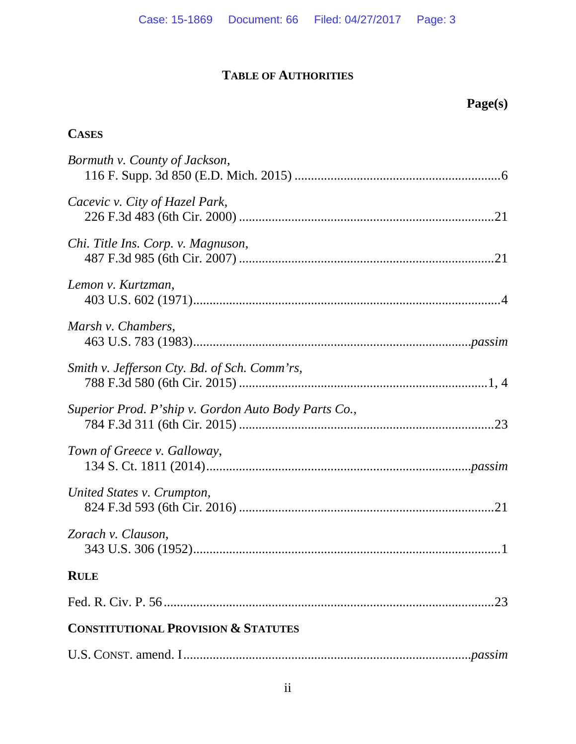# TABLE OF AUTHORITIES

**Page(s)**

## CASES

*Bormuth v. County of Jackson*,
116 F. Supp. 3d 850 (E.D. Mich. 2015) ....................................................6

*Cacevic v. City of Hazel Park*,
226 F.3d 483 (6th Cir. 2000) ....................................................................21

*Chi. Title Ins. Corp. v. Magnuson*,
487 F.3d 985 (6th Cir. 2007) ....................................................................21

*Lemon v. Kurtzman*,
403 U.S. 602 (1971)......................................................................................4

*Marsh v. Chambers*,
463 U.S. 783 (1983)..............................................................................*passim*

*Smith v. Jefferson Cty. Bd. of Sch. Comm'rs*,
788 F.3d 580 (6th Cir. 2015) ...................................................................1, 4

*Superior Prod. P'ship v. Gordon Auto Body Parts Co.*,
784 F.3d 311 (6th Cir. 2015) ....................................................................23

*Town of Greece v. Galloway*,
134 S. Ct. 1811 (2014)...........................................................................*passim*

*United States v. Crumpton*,
824 F.3d 593 (6th Cir. 2016) ....................................................................21

*Zorach v. Clauson*,
343 U.S. 306 (1952)......................................................................................1

## RULE

Fed. R. Civ. P. 56 .........................................................................................23

## CONSTITUTIONAL PROVISION & STATUTES

U.S. CONST. amend. I..............................................................................*passim*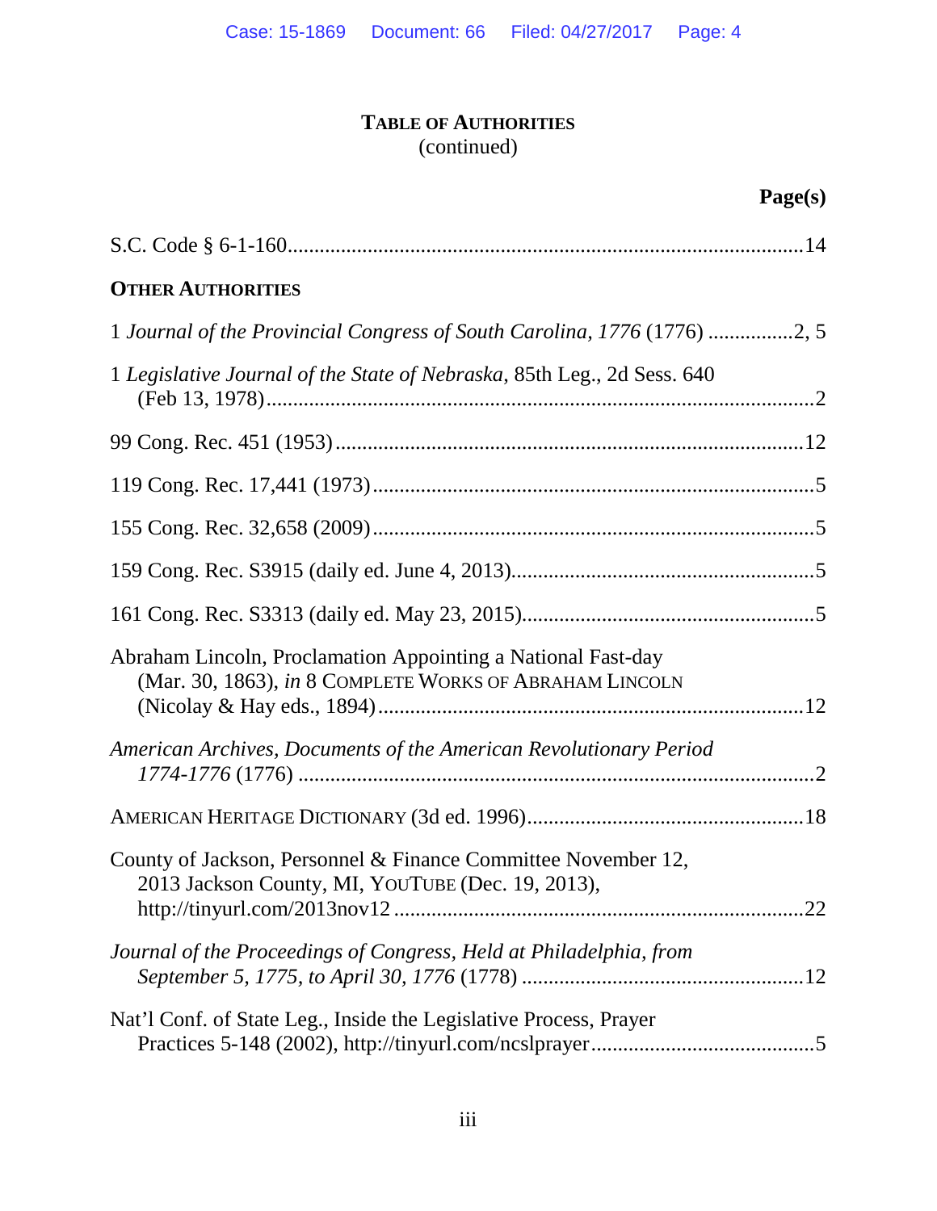## TABLE OF AUTHORITIES
(continued)

**Page(s)**

S.C. Code § 6-1-160 ........................................................................................14

**OTHER AUTHORITIES**

1 *Journal of the Provincial Congress of South Carolina, 1776* (1776) ................2, 5

1 *Legislative Journal of the State of Nebraska*, 85th Leg., 2d Sess. 640 (Feb 13, 1978) ........................................................................................2

99 Cong. Rec. 451 (1953) ........................................................................................12

119 Cong. Rec. 17,441 (1973) ........................................................................................5

155 Cong. Rec. 32,658 (2009) ........................................................................................5

159 Cong. Rec. S3915 (daily ed. June 4, 2013) ........................................................................................5

161 Cong. Rec. S3313 (daily ed. May 23, 2015) ........................................................................................5

Abraham Lincoln, Proclamation Appointing a National Fast-day (Mar. 30, 1863), *in* 8 COMPLETE WORKS OF ABRAHAM LINCOLN (Nicolay & Hay eds., 1894) ........................................................................................12

*American Archives*, *Documents of the American Revolutionary Period 1774-1776* (1776) ........................................................................................2

AMERICAN HERITAGE DICTIONARY (3d ed. 1996) ........................................................................................18

County of Jackson, Personnel & Finance Committee November 12, 2013 Jackson County, MI, YOUTUBE (Dec. 19, 2013), http://tinyurl.com/2013nov12 ........................................................................................22

*Journal of the Proceedings of Congress, Held at Philadelphia, from September 5, 1775, to April 30, 1776* (1778) ........................................................................................12

Nat'l Conf. of State Leg., Inside the Legislative Process, Prayer Practices 5-148 (2002), http://tinyurl.com/ncslprayer ........................................................................................5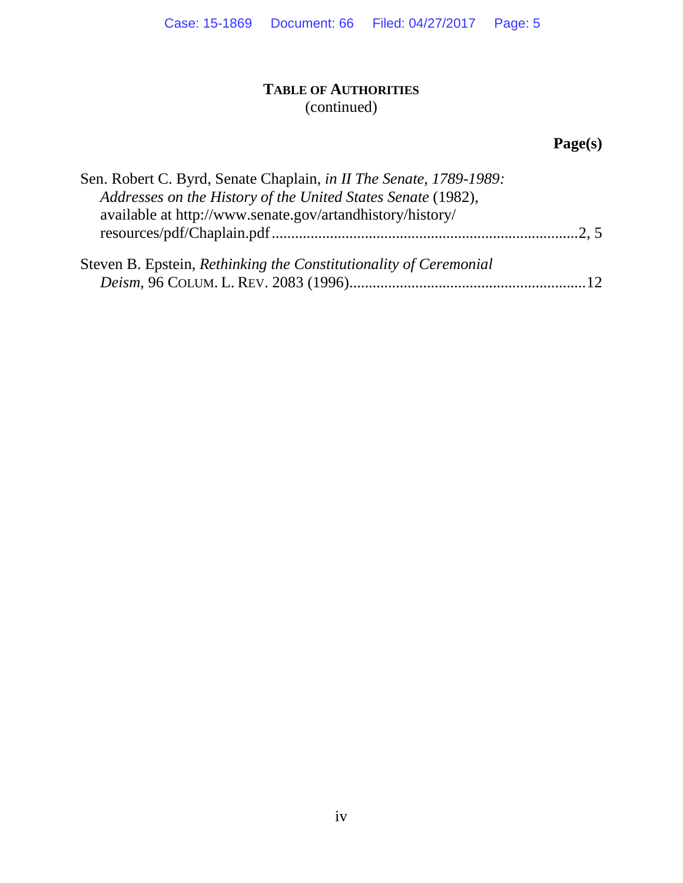**TABLE OF AUTHORITIES**
(continued)

**Page(s)**

Sen. Robert C. Byrd, Senate Chaplain, *in II The Senate, 1789-1989: Addresses on the History of the United States Senate* (1982), available at http://www.senate.gov/artandhistory/history/resources/pdf/Chaplain.pdf ..... 2, 5

Steven B. Epstein, *Rethinking the Constitutionality of Ceremonial Deism*, 96 COLUM. L. REV. 2083 (1996) ..... 12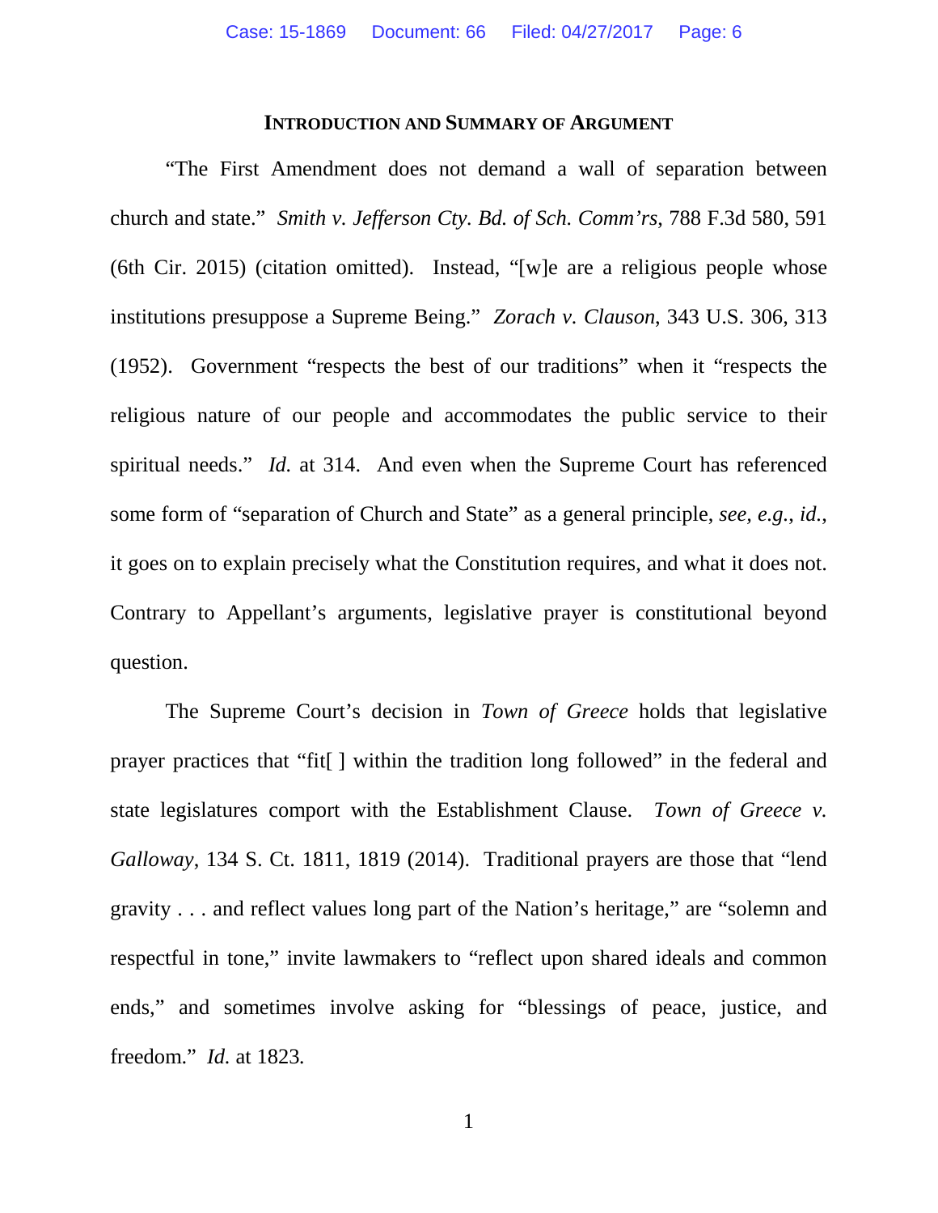## INTRODUCTION AND SUMMARY OF ARGUMENT

"The First Amendment does not demand a wall of separation between church and state." *Smith v. Jefferson Cty. Bd. of Sch. Comm'rs*, 788 F.3d 580, 591 (6th Cir. 2015) (citation omitted). Instead, "[w]e are a religious people whose institutions presuppose a Supreme Being." *Zorach v. Clauson*, 343 U.S. 306, 313 (1952). Government "respects the best of our traditions" when it "respects the religious nature of our people and accommodates the public service to their spiritual needs." *Id.* at 314. And even when the Supreme Court has referenced some form of "separation of Church and State" as a general principle, *see, e.g.*, *id.*, it goes on to explain precisely what the Constitution requires, and what it does not. Contrary to Appellant's arguments, legislative prayer is constitutional beyond question.

The Supreme Court's decision in *Town of Greece* holds that legislative prayer practices that "fit[ ] within the tradition long followed" in the federal and state legislatures comport with the Establishment Clause. *Town of Greece v. Galloway*, 134 S. Ct. 1811, 1819 (2014). Traditional prayers are those that "lend gravity . . . and reflect values long part of the Nation's heritage," are "solemn and respectful in tone," invite lawmakers to "reflect upon shared ideals and common ends," and sometimes involve asking for "blessings of peace, justice, and freedom." *Id.* at 1823.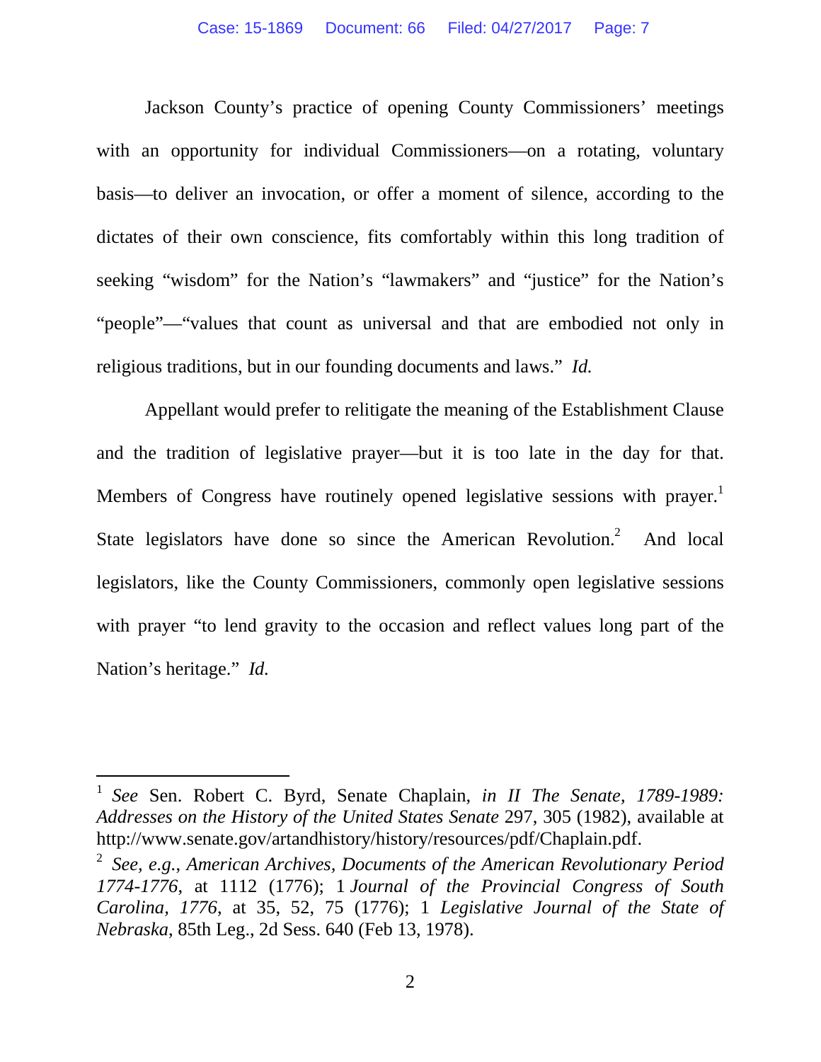Jackson County's practice of opening County Commissioners' meetings with an opportunity for individual Commissioners—on a rotating, voluntary basis—to deliver an invocation, or offer a moment of silence, according to the dictates of their own conscience, fits comfortably within this long tradition of seeking "wisdom" for the Nation's "lawmakers" and "justice" for the Nation's "people"—"values that count as universal and that are embodied not only in religious traditions, but in our founding documents and laws." *Id.*

Appellant would prefer to relitigate the meaning of the Establishment Clause and the tradition of legislative prayer—but it is too late in the day for that. Members of Congress have routinely opened legislative sessions with prayer.[1] State legislators have done so since the American Revolution.[2] And local legislators, like the County Commissioners, commonly open legislative sessions with prayer "to lend gravity to the occasion and reflect values long part of the Nation's heritage." *Id.*

---

[1] *See* Sen. Robert C. Byrd, Senate Chaplain, *in II The Senate, 1789-1989: Addresses on the History of the United States Senate* 297, 305 (1982), available at http://www.senate.gov/artandhistory/history/resources/pdf/Chaplain.pdf.

[2] *See, e.g.*, *American Archives, Documents of the American Revolutionary Period 1774-1776*, at 1112 (1776); 1 *Journal of the Provincial Congress of South Carolina, 1776*, at 35, 52, 75 (1776); 1 *Legislative Journal of the State of Nebraska*, 85th Leg., 2d Sess. 640 (Feb 13, 1978).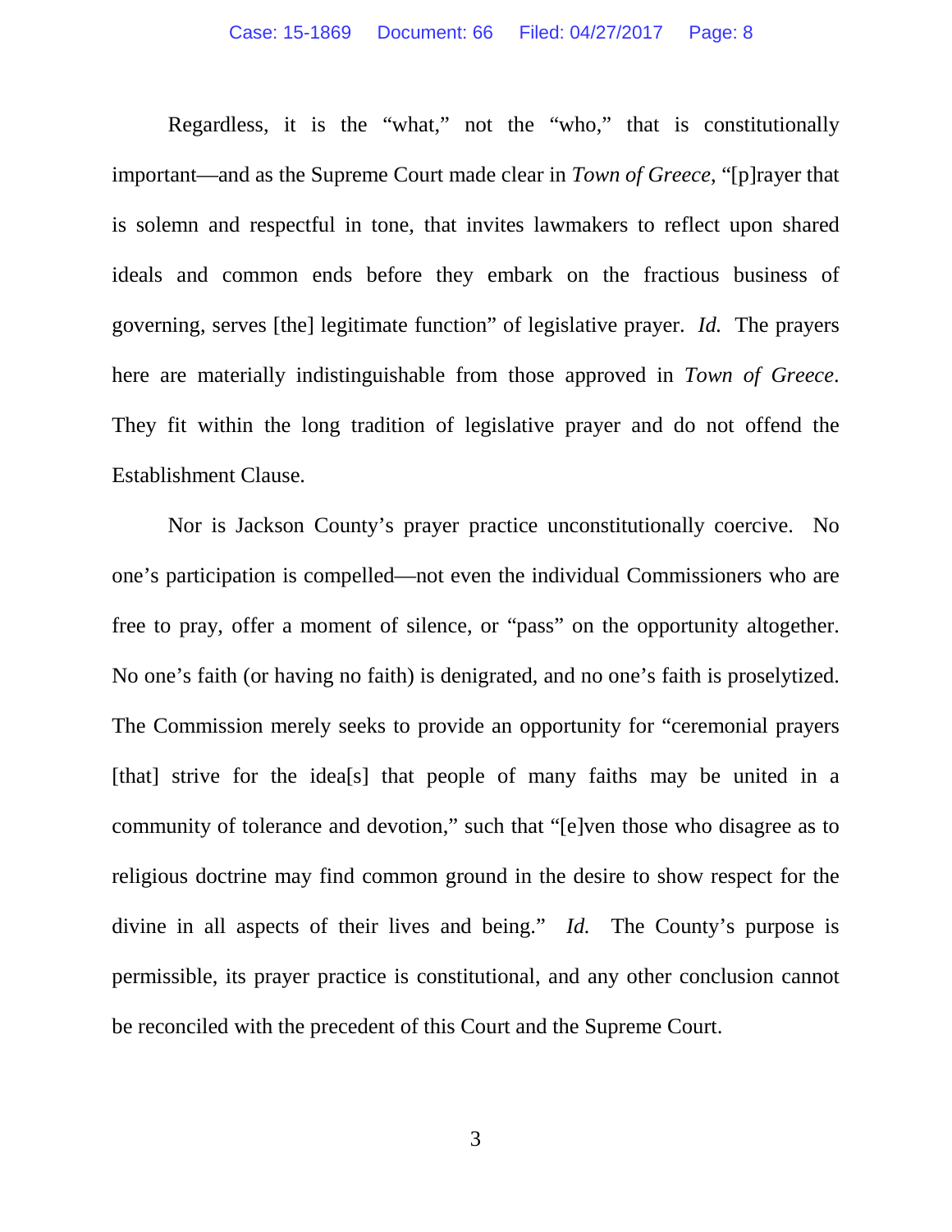Regardless, it is the "what," not the "who," that is constitutionally important—and as the Supreme Court made clear in *Town of Greece*, "[p]rayer that is solemn and respectful in tone, that invites lawmakers to reflect upon shared ideals and common ends before they embark on the fractious business of governing, serves [the] legitimate function" of legislative prayer. *Id.* The prayers here are materially indistinguishable from those approved in *Town of Greece*. They fit within the long tradition of legislative prayer and do not offend the Establishment Clause.

Nor is Jackson County's prayer practice unconstitutionally coercive. No one's participation is compelled—not even the individual Commissioners who are free to pray, offer a moment of silence, or "pass" on the opportunity altogether. No one's faith (or having no faith) is denigrated, and no one's faith is proselytized. The Commission merely seeks to provide an opportunity for "ceremonial prayers [that] strive for the idea[s] that people of many faiths may be united in a community of tolerance and devotion," such that "[e]ven those who disagree as to religious doctrine may find common ground in the desire to show respect for the divine in all aspects of their lives and being." *Id.* The County's purpose is permissible, its prayer practice is constitutional, and any other conclusion cannot be reconciled with the precedent of this Court and the Supreme Court.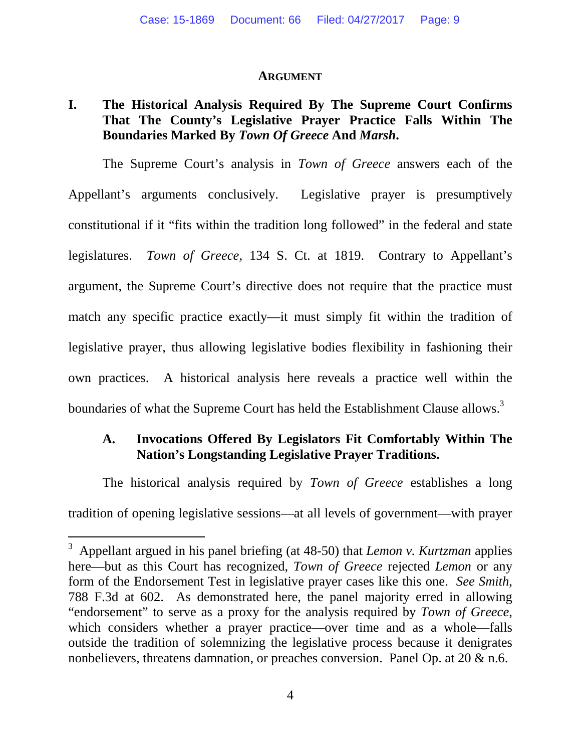## ARGUMENT

### I. The Historical Analysis Required By The Supreme Court Confirms That The County's Legislative Prayer Practice Falls Within The Boundaries Marked By *Town Of Greece* And *Marsh*.

The Supreme Court's analysis in *Town of Greece* answers each of the Appellant's arguments conclusively. Legislative prayer is presumptively constitutional if it "fits within the tradition long followed" in the federal and state legislatures. *Town of Greece*, 134 S. Ct. at 1819. Contrary to Appellant's argument, the Supreme Court's directive does not require that the practice must match any specific practice exactly—it must simply fit within the tradition of legislative prayer, thus allowing legislative bodies flexibility in fashioning their own practices. A historical analysis here reveals a practice well within the boundaries of what the Supreme Court has held the Establishment Clause allows.[3]

#### A. Invocations Offered By Legislators Fit Comfortably Within The Nation's Longstanding Legislative Prayer Traditions.

The historical analysis required by *Town of Greece* establishes a long tradition of opening legislative sessions—at all levels of government—with prayer

---

[3] Appellant argued in his panel briefing (at 48-50) that *Lemon v. Kurtzman* applies here—but as this Court has recognized, *Town of Greece* rejected *Lemon* or any form of the Endorsement Test in legislative prayer cases like this one. *See Smith*, 788 F.3d at 602. As demonstrated here, the panel majority erred in allowing "endorsement" to serve as a proxy for the analysis required by *Town of Greece*, which considers whether a prayer practice—over time and as a whole—falls outside the tradition of solemnizing the legislative process because it denigrates nonbelievers, threatens damnation, or preaches conversion. Panel Op. at 20 & n.6.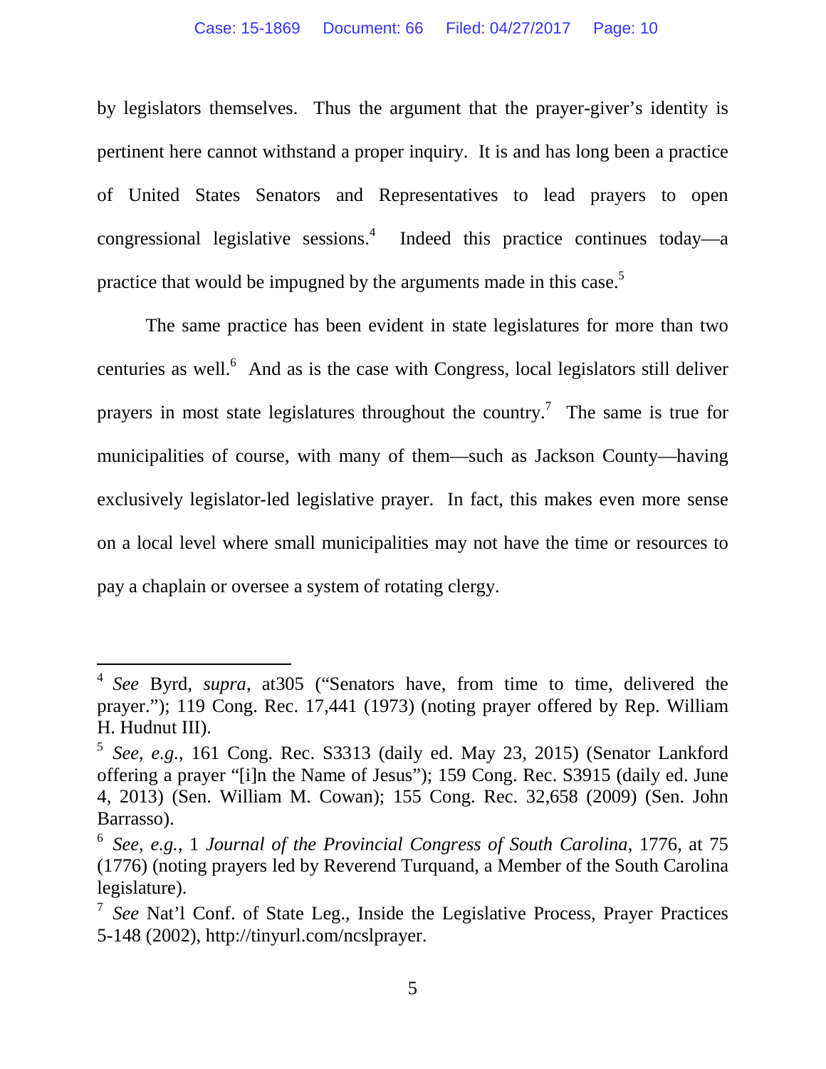by legislators themselves. Thus the argument that the prayer-giver's identity is pertinent here cannot withstand a proper inquiry. It is and has long been a practice of United States Senators and Representatives to lead prayers to open congressional legislative sessions.[4] Indeed this practice continues today—a practice that would be impugned by the arguments made in this case.[5]

The same practice has been evident in state legislatures for more than two centuries as well.[6] And as is the case with Congress, local legislators still deliver prayers in most state legislatures throughout the country.[7] The same is true for municipalities of course, with many of them—such as Jackson County—having exclusively legislator-led legislative prayer. In fact, this makes even more sense on a local level where small municipalities may not have the time or resources to pay a chaplain or oversee a system of rotating clergy.

---

[4] *See* Byrd, *supra*, at305 ("Senators have, from time to time, delivered the prayer."); 119 Cong. Rec. 17,441 (1973) (noting prayer offered by Rep. William H. Hudnut III).

[5] *See, e.g.*, 161 Cong. Rec. S3313 (daily ed. May 23, 2015) (Senator Lankford offering a prayer "[i]n the Name of Jesus"); 159 Cong. Rec. S3915 (daily ed. June 4, 2013) (Sen. William M. Cowan); 155 Cong. Rec. 32,658 (2009) (Sen. John Barrasso).

[6] *See, e.g.*, 1 *Journal of the Provincial Congress of South Carolina*, 1776, at 75 (1776) (noting prayers led by Reverend Turquand, a Member of the South Carolina legislature).

[7] *See* Nat'l Conf. of State Leg., Inside the Legislative Process, Prayer Practices 5-148 (2002), http://tinyurl.com/ncslprayer.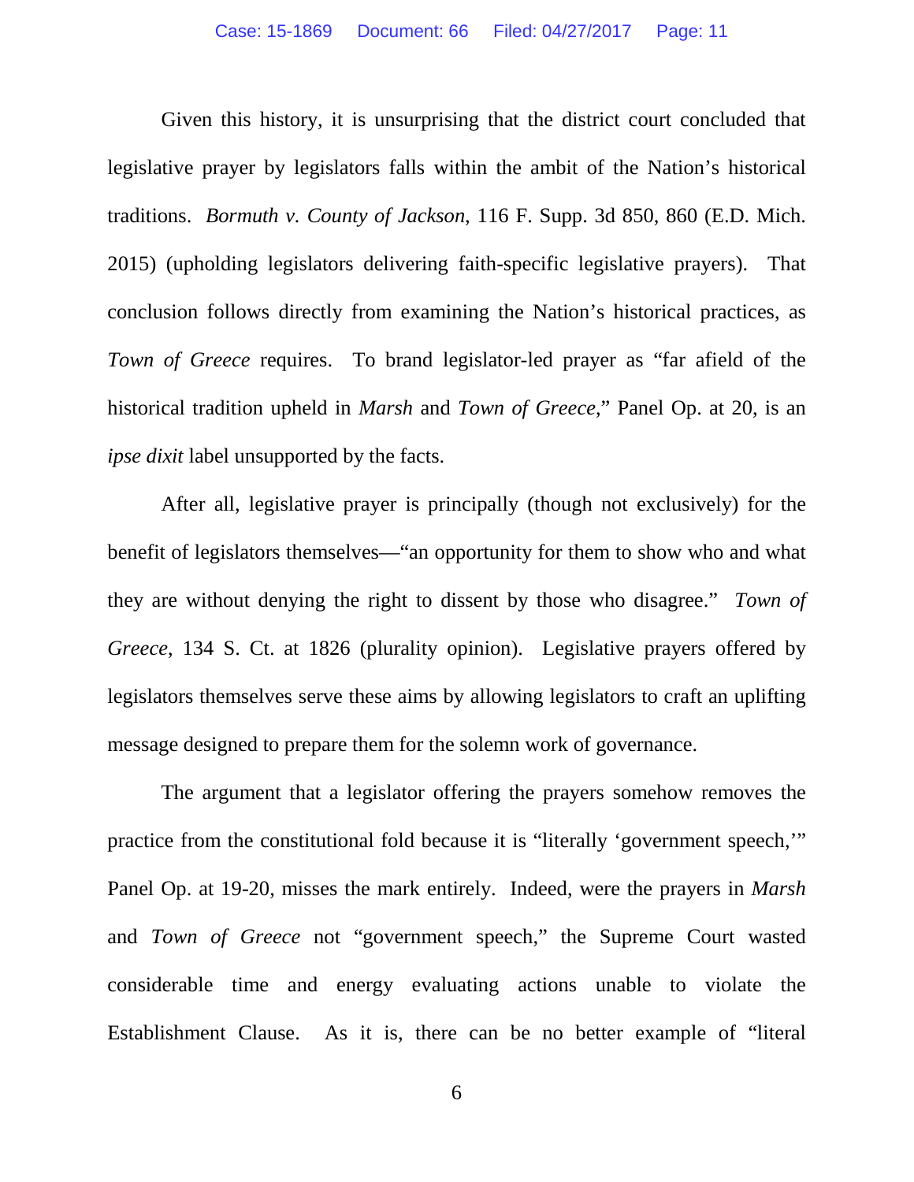Given this history, it is unsurprising that the district court concluded that legislative prayer by legislators falls within the ambit of the Nation's historical traditions. *Bormuth v. County of Jackson*, 116 F. Supp. 3d 850, 860 (E.D. Mich. 2015) (upholding legislators delivering faith-specific legislative prayers). That conclusion follows directly from examining the Nation's historical practices, as *Town of Greece* requires. To brand legislator-led prayer as "far afield of the historical tradition upheld in *Marsh* and *Town of Greece*," Panel Op. at 20, is an *ipse dixit* label unsupported by the facts.

After all, legislative prayer is principally (though not exclusively) for the benefit of legislators themselves—"an opportunity for them to show who and what they are without denying the right to dissent by those who disagree." *Town of Greece*, 134 S. Ct. at 1826 (plurality opinion). Legislative prayers offered by legislators themselves serve these aims by allowing legislators to craft an uplifting message designed to prepare them for the solemn work of governance.

The argument that a legislator offering the prayers somehow removes the practice from the constitutional fold because it is "literally 'government speech,'" Panel Op. at 19-20, misses the mark entirely. Indeed, were the prayers in *Marsh* and *Town of Greece* not "government speech," the Supreme Court wasted considerable time and energy evaluating actions unable to violate the Establishment Clause. As it is, there can be no better example of "literal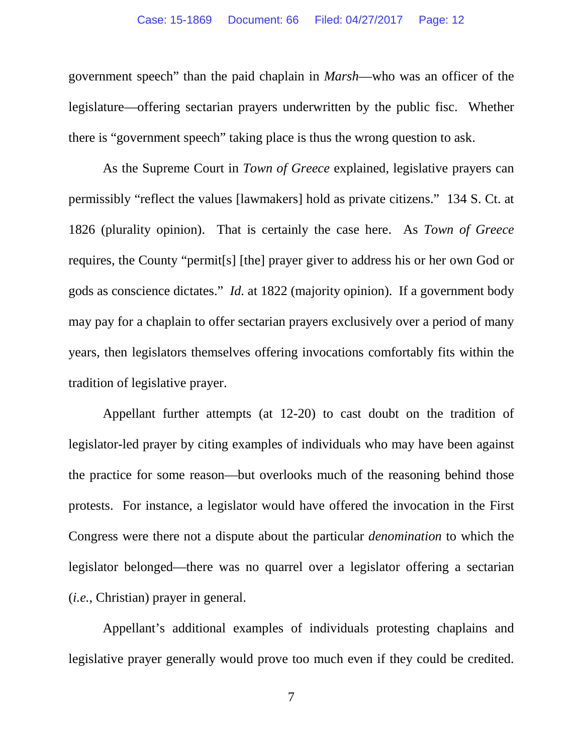government speech" than the paid chaplain in *Marsh*—who was an officer of the legislature—offering sectarian prayers underwritten by the public fisc. Whether there is "government speech" taking place is thus the wrong question to ask.

As the Supreme Court in *Town of Greece* explained, legislative prayers can permissibly "reflect the values [lawmakers] hold as private citizens." 134 S. Ct. at 1826 (plurality opinion). That is certainly the case here. As *Town of Greece* requires, the County "permit[s] [the] prayer giver to address his or her own God or gods as conscience dictates." *Id.* at 1822 (majority opinion). If a government body may pay for a chaplain to offer sectarian prayers exclusively over a period of many years, then legislators themselves offering invocations comfortably fits within the tradition of legislative prayer.

Appellant further attempts (at 12-20) to cast doubt on the tradition of legislator-led prayer by citing examples of individuals who may have been against the practice for some reason—but overlooks much of the reasoning behind those protests. For instance, a legislator would have offered the invocation in the First Congress were there not a dispute about the particular *denomination* to which the legislator belonged—there was no quarrel over a legislator offering a sectarian (*i.e.*, Christian) prayer in general.

Appellant's additional examples of individuals protesting chaplains and legislative prayer generally would prove too much even if they could be credited.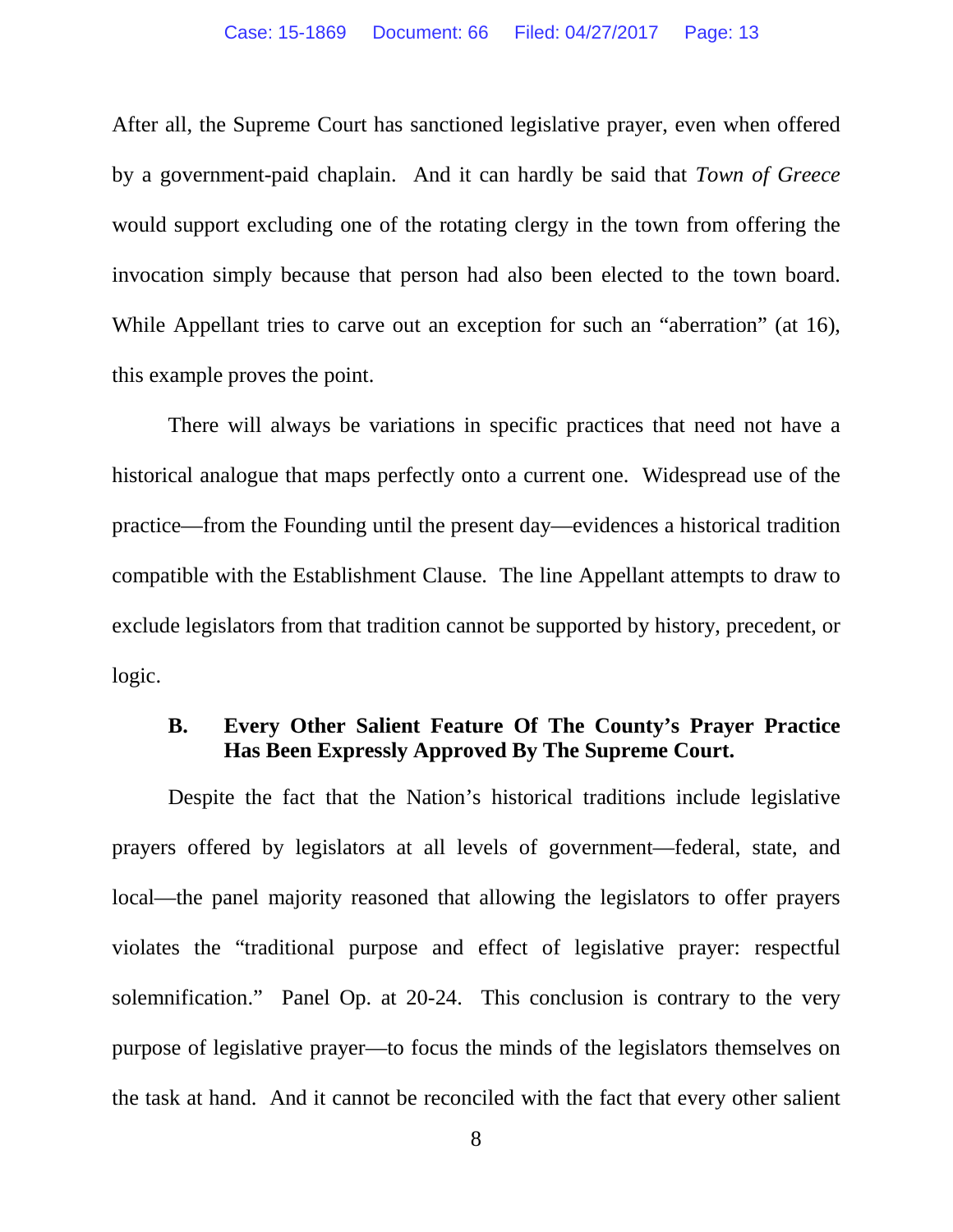After all, the Supreme Court has sanctioned legislative prayer, even when offered by a government-paid chaplain. And it can hardly be said that *Town of Greece* would support excluding one of the rotating clergy in the town from offering the invocation simply because that person had also been elected to the town board. While Appellant tries to carve out an exception for such an "aberration" (at 16), this example proves the point.

There will always be variations in specific practices that need not have a historical analogue that maps perfectly onto a current one. Widespread use of the practice—from the Founding until the present day—evidences a historical tradition compatible with the Establishment Clause. The line Appellant attempts to draw to exclude legislators from that tradition cannot be supported by history, precedent, or logic.

### B. Every Other Salient Feature Of The County's Prayer Practice Has Been Expressly Approved By The Supreme Court.

Despite the fact that the Nation's historical traditions include legislative prayers offered by legislators at all levels of government—federal, state, and local—the panel majority reasoned that allowing the legislators to offer prayers violates the "traditional purpose and effect of legislative prayer: respectful solemnification." Panel Op. at 20-24. This conclusion is contrary to the very purpose of legislative prayer—to focus the minds of the legislators themselves on the task at hand. And it cannot be reconciled with the fact that every other salient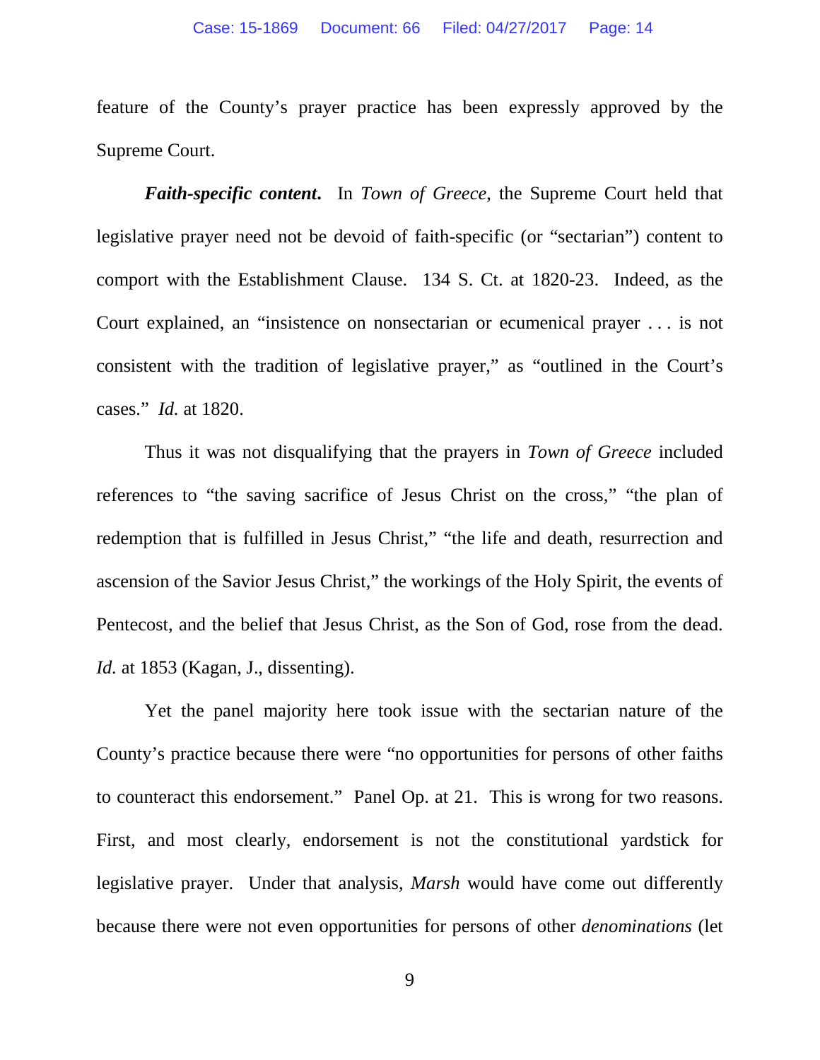feature of the County's prayer practice has been expressly approved by the Supreme Court.

***Faith-specific content.*** In *Town of Greece*, the Supreme Court held that legislative prayer need not be devoid of faith-specific (or "sectarian") content to comport with the Establishment Clause. 134 S. Ct. at 1820-23. Indeed, as the Court explained, an "insistence on nonsectarian or ecumenical prayer . . . is not consistent with the tradition of legislative prayer," as "outlined in the Court's cases." *Id.* at 1820.

Thus it was not disqualifying that the prayers in *Town of Greece* included references to "the saving sacrifice of Jesus Christ on the cross," "the plan of redemption that is fulfilled in Jesus Christ," "the life and death, resurrection and ascension of the Savior Jesus Christ," the workings of the Holy Spirit, the events of Pentecost, and the belief that Jesus Christ, as the Son of God, rose from the dead. *Id.* at 1853 (Kagan, J., dissenting).

Yet the panel majority here took issue with the sectarian nature of the County's practice because there were "no opportunities for persons of other faiths to counteract this endorsement." Panel Op. at 21. This is wrong for two reasons. First, and most clearly, endorsement is not the constitutional yardstick for legislative prayer. Under that analysis, *Marsh* would have come out differently because there were not even opportunities for persons of other *denominations* (let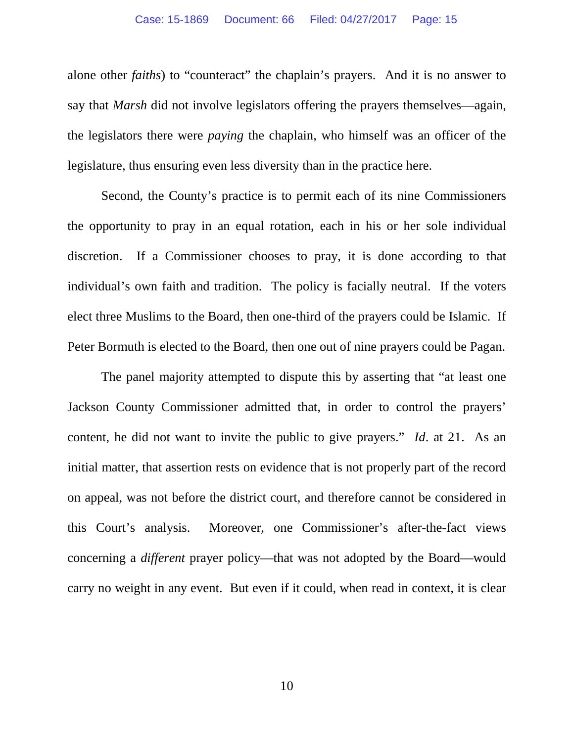alone other *faiths*) to "counteract" the chaplain's prayers. And it is no answer to say that *Marsh* did not involve legislators offering the prayers themselves—again, the legislators there were *paying* the chaplain, who himself was an officer of the legislature, thus ensuring even less diversity than in the practice here.

Second, the County's practice is to permit each of its nine Commissioners the opportunity to pray in an equal rotation, each in his or her sole individual discretion. If a Commissioner chooses to pray, it is done according to that individual's own faith and tradition. The policy is facially neutral. If the voters elect three Muslims to the Board, then one-third of the prayers could be Islamic. If Peter Bormuth is elected to the Board, then one out of nine prayers could be Pagan.

The panel majority attempted to dispute this by asserting that "at least one Jackson County Commissioner admitted that, in order to control the prayers' content, he did not want to invite the public to give prayers." *Id*. at 21. As an initial matter, that assertion rests on evidence that is not properly part of the record on appeal, was not before the district court, and therefore cannot be considered in this Court's analysis. Moreover, one Commissioner's after-the-fact views concerning a *different* prayer policy—that was not adopted by the Board—would carry no weight in any event. But even if it could, when read in context, it is clear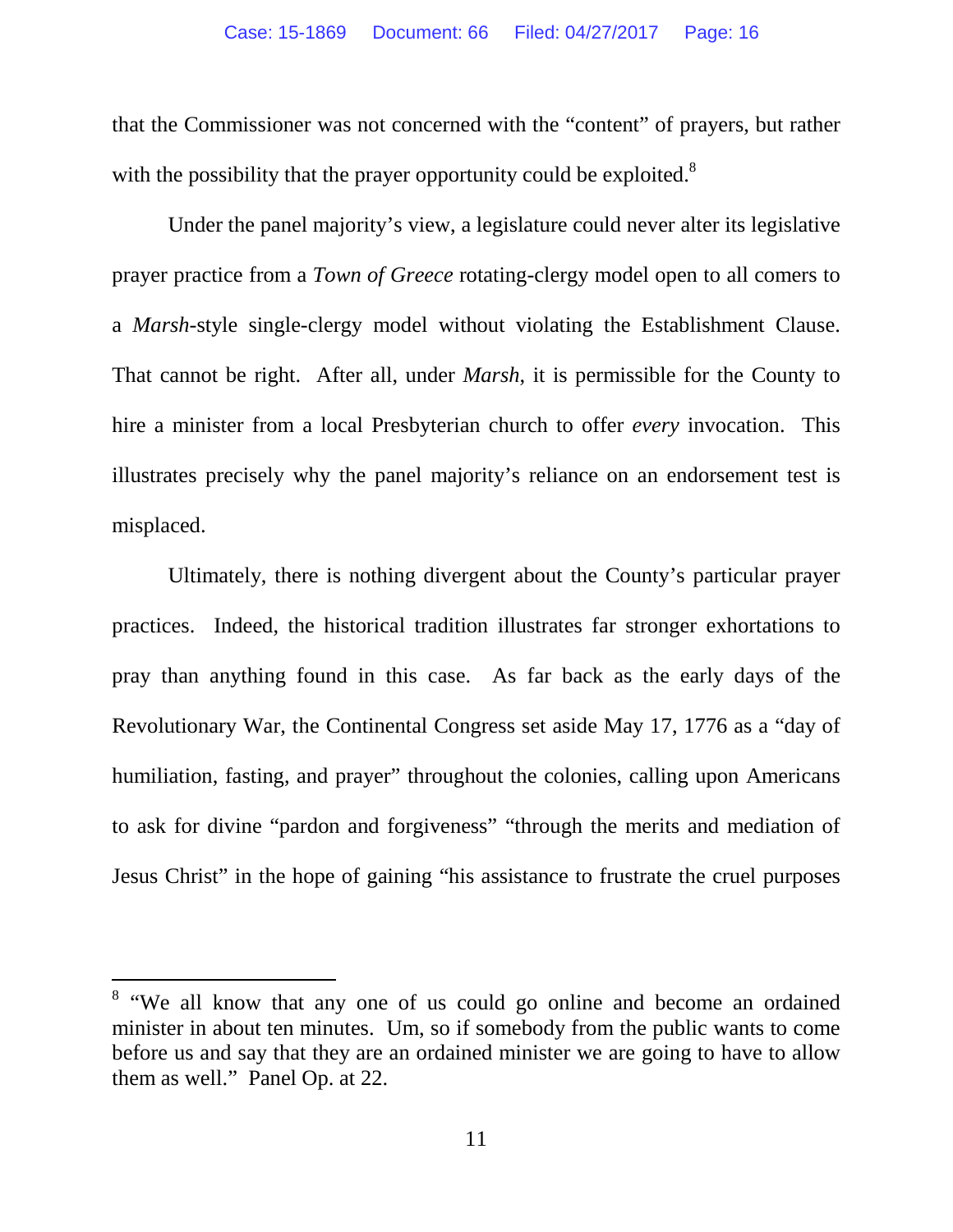that the Commissioner was not concerned with the "content" of prayers, but rather with the possibility that the prayer opportunity could be exploited.[8]

Under the panel majority's view, a legislature could never alter its legislative prayer practice from a *Town of Greece* rotating-clergy model open to all comers to a *Marsh*-style single-clergy model without violating the Establishment Clause. That cannot be right. After all, under *Marsh*, it is permissible for the County to hire a minister from a local Presbyterian church to offer *every* invocation. This illustrates precisely why the panel majority's reliance on an endorsement test is misplaced.

Ultimately, there is nothing divergent about the County's particular prayer practices. Indeed, the historical tradition illustrates far stronger exhortations to pray than anything found in this case. As far back as the early days of the Revolutionary War, the Continental Congress set aside May 17, 1776 as a "day of humiliation, fasting, and prayer" throughout the colonies, calling upon Americans to ask for divine "pardon and forgiveness" "through the merits and mediation of Jesus Christ" in the hope of gaining "his assistance to frustrate the cruel purposes

---

[8] "We all know that any one of us could go online and become an ordained minister in about ten minutes. Um, so if somebody from the public wants to come before us and say that they are an ordained minister we are going to have to allow them as well." Panel Op. at 22.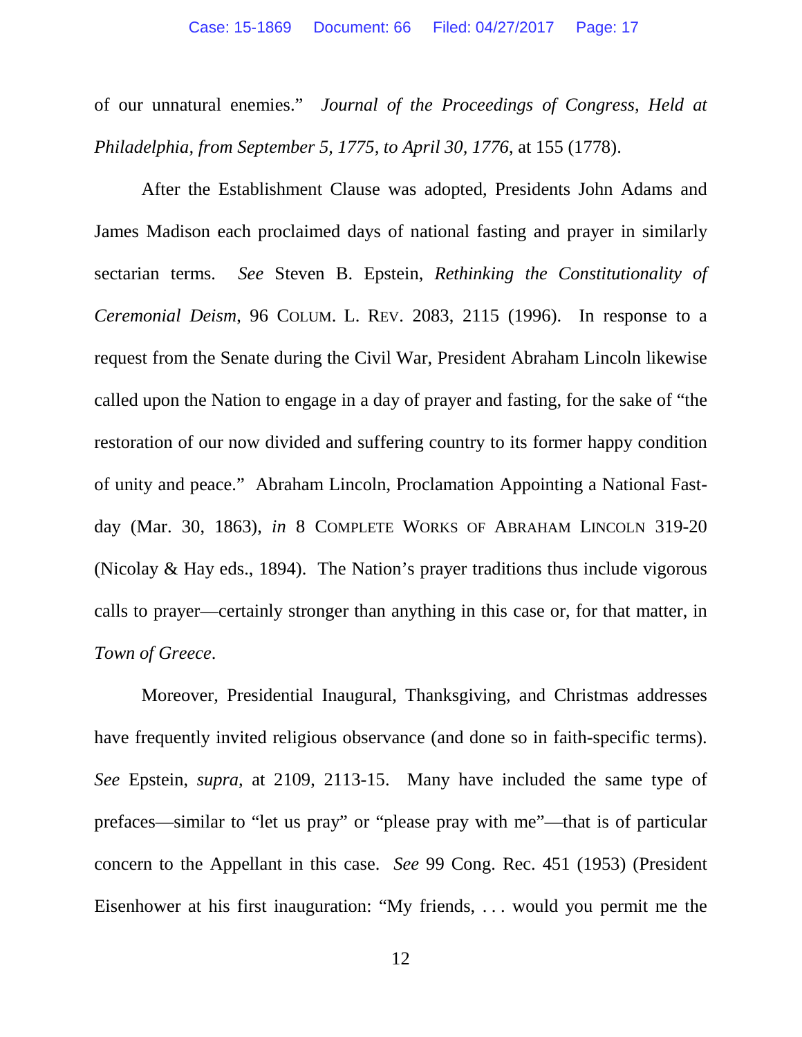of our unnatural enemies." *Journal of the Proceedings of Congress, Held at Philadelphia, from September 5, 1775, to April 30, 1776*, at 155 (1778).

After the Establishment Clause was adopted, Presidents John Adams and James Madison each proclaimed days of national fasting and prayer in similarly sectarian terms. *See* Steven B. Epstein, *Rethinking the Constitutionality of Ceremonial Deism*, 96 COLUM. L. REV. 2083, 2115 (1996). In response to a request from the Senate during the Civil War, President Abraham Lincoln likewise called upon the Nation to engage in a day of prayer and fasting, for the sake of "the restoration of our now divided and suffering country to its former happy condition of unity and peace." Abraham Lincoln, Proclamation Appointing a National Fast-day (Mar. 30, 1863), *in* 8 COMPLETE WORKS OF ABRAHAM LINCOLN 319-20 (Nicolay & Hay eds., 1894). The Nation's prayer traditions thus include vigorous calls to prayer—certainly stronger than anything in this case or, for that matter, in *Town of Greece*.

Moreover, Presidential Inaugural, Thanksgiving, and Christmas addresses have frequently invited religious observance (and done so in faith-specific terms). *See* Epstein, *supra*, at 2109, 2113-15. Many have included the same type of prefaces—similar to "let us pray" or "please pray with me"—that is of particular concern to the Appellant in this case. *See* 99 Cong. Rec. 451 (1953) (President Eisenhower at his first inauguration: "My friends, . . . would you permit me the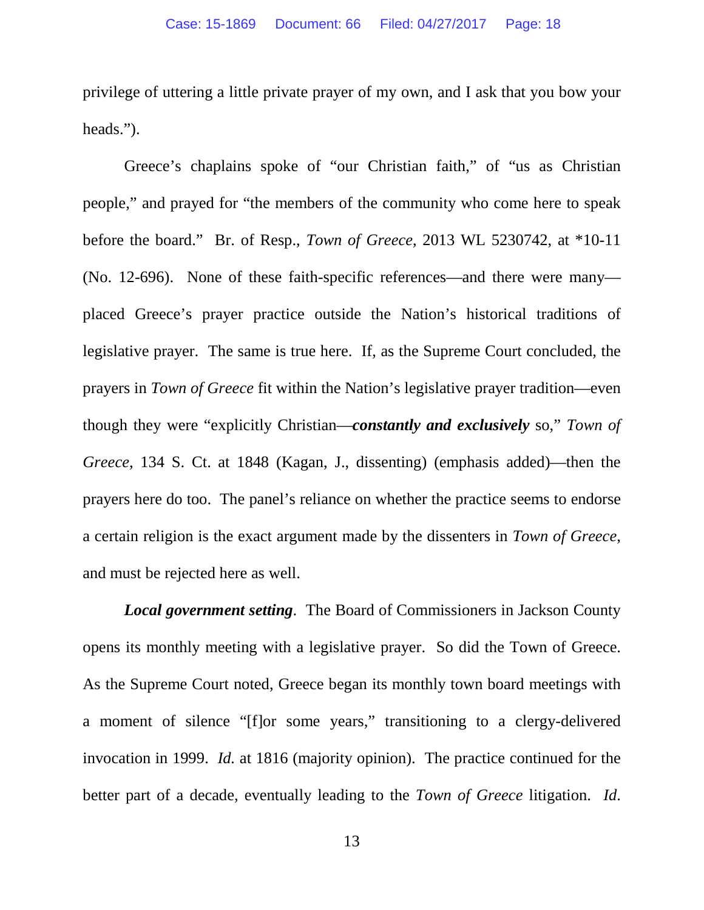privilege of uttering a little private prayer of my own, and I ask that you bow your heads.").

Greece's chaplains spoke of "our Christian faith," of "us as Christian people," and prayed for "the members of the community who come here to speak before the board." Br. of Resp., *Town of Greece*, 2013 WL 5230742, at *10-11 (No. 12-696). None of these faith-specific references—and there were many—placed Greece's prayer practice outside the Nation's historical traditions of legislative prayer. The same is true here. If, as the Supreme Court concluded, the prayers in *Town of Greece* fit within the Nation's legislative prayer tradition—even though they were "explicitly Christian—***constantly and exclusively*** so," *Town of Greece*, 134 S. Ct. at 1848 (Kagan, J., dissenting) (emphasis added)—then the prayers here do too. The panel's reliance on whether the practice seems to endorse a certain religion is the exact argument made by the dissenters in *Town of Greece*, and must be rejected here as well.

***Local government setting***. The Board of Commissioners in Jackson County opens its monthly meeting with a legislative prayer. So did the Town of Greece. As the Supreme Court noted, Greece began its monthly town board meetings with a moment of silence "[f]or some years," transitioning to a clergy-delivered invocation in 1999. *Id.* at 1816 (majority opinion). The practice continued for the better part of a decade, eventually leading to the *Town of Greece* litigation. *Id*.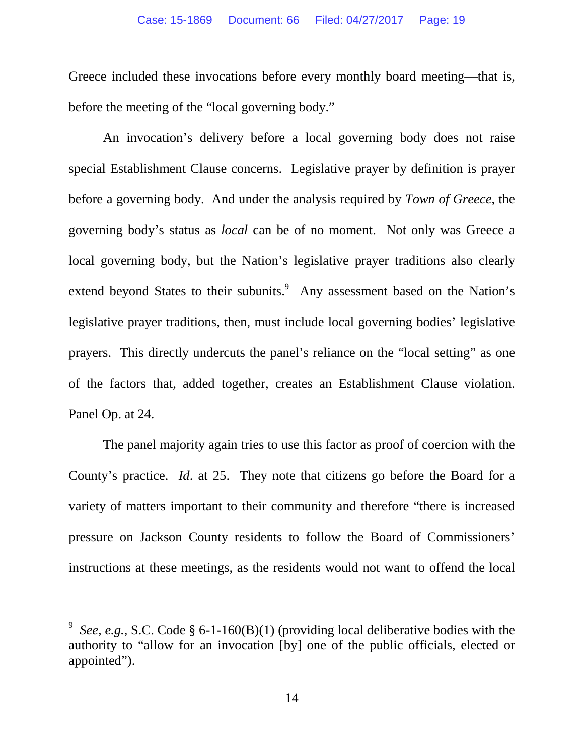Greece included these invocations before every monthly board meeting—that is, before the meeting of the "local governing body."

An invocation's delivery before a local governing body does not raise special Establishment Clause concerns. Legislative prayer by definition is prayer before a governing body. And under the analysis required by *Town of Greece*, the governing body's status as *local* can be of no moment. Not only was Greece a local governing body, but the Nation's legislative prayer traditions also clearly extend beyond States to their subunits.[9] Any assessment based on the Nation's legislative prayer traditions, then, must include local governing bodies' legislative prayers. This directly undercuts the panel's reliance on the "local setting" as one of the factors that, added together, creates an Establishment Clause violation. Panel Op. at 24.

The panel majority again tries to use this factor as proof of coercion with the County's practice. *Id*. at 25. They note that citizens go before the Board for a variety of matters important to their community and therefore "there is increased pressure on Jackson County residents to follow the Board of Commissioners' instructions at these meetings, as the residents would not want to offend the local

---

[9] *See, e.g.*, S.C. Code § 6-1-160(B)(1) (providing local deliberative bodies with the authority to "allow for an invocation [by] one of the public officials, elected or appointed").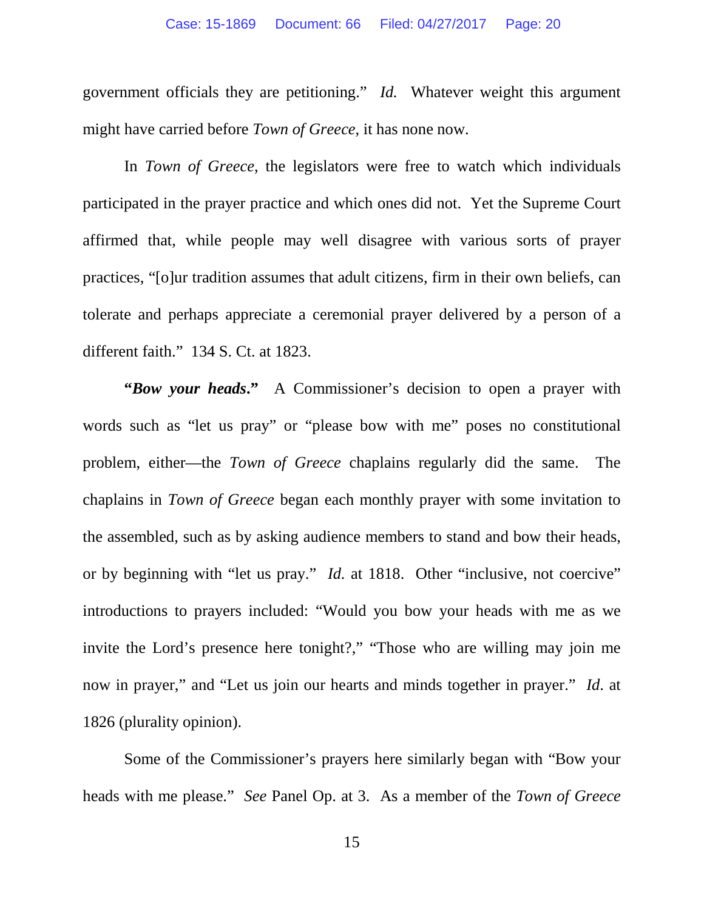government officials they are petitioning." *Id.* Whatever weight this argument might have carried before *Town of Greece*, it has none now.

In *Town of Greece*, the legislators were free to watch which individuals participated in the prayer practice and which ones did not. Yet the Supreme Court affirmed that, while people may well disagree with various sorts of prayer practices, "[o]ur tradition assumes that adult citizens, firm in their own beliefs, can tolerate and perhaps appreciate a ceremonial prayer delivered by a person of a different faith." 134 S. Ct. at 1823.

***"Bow your heads."*** A Commissioner's decision to open a prayer with words such as "let us pray" or "please bow with me" poses no constitutional problem, either—the *Town of Greece* chaplains regularly did the same. The chaplains in *Town of Greece* began each monthly prayer with some invitation to the assembled, such as by asking audience members to stand and bow their heads, or by beginning with "let us pray." *Id.* at 1818. Other "inclusive, not coercive" introductions to prayers included: "Would you bow your heads with me as we invite the Lord's presence here tonight?," "Those who are willing may join me now in prayer," and "Let us join our hearts and minds together in prayer." *Id*. at 1826 (plurality opinion).

Some of the Commissioner's prayers here similarly began with "Bow your heads with me please." *See* Panel Op. at 3. As a member of the *Town of Greece*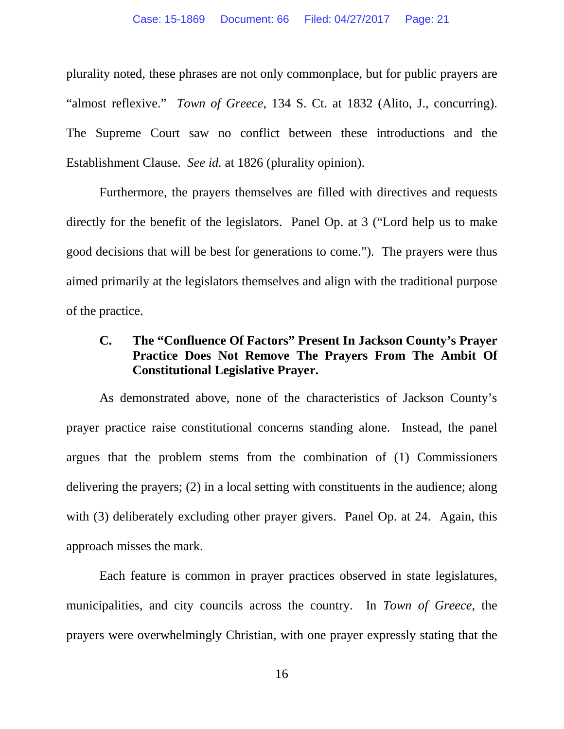plurality noted, these phrases are not only commonplace, but for public prayers are "almost reflexive." *Town of Greece*, 134 S. Ct. at 1832 (Alito, J., concurring). The Supreme Court saw no conflict between these introductions and the Establishment Clause. *See id.* at 1826 (plurality opinion).

Furthermore, the prayers themselves are filled with directives and requests directly for the benefit of the legislators. Panel Op. at 3 ("Lord help us to make good decisions that will be best for generations to come."). The prayers were thus aimed primarily at the legislators themselves and align with the traditional purpose of the practice.

### C. The "Confluence Of Factors" Present In Jackson County's Prayer Practice Does Not Remove The Prayers From The Ambit Of Constitutional Legislative Prayer.

As demonstrated above, none of the characteristics of Jackson County's prayer practice raise constitutional concerns standing alone. Instead, the panel argues that the problem stems from the combination of (1) Commissioners delivering the prayers; (2) in a local setting with constituents in the audience; along with (3) deliberately excluding other prayer givers. Panel Op. at 24. Again, this approach misses the mark.

Each feature is common in prayer practices observed in state legislatures, municipalities, and city councils across the country. In *Town of Greece*, the prayers were overwhelmingly Christian, with one prayer expressly stating that the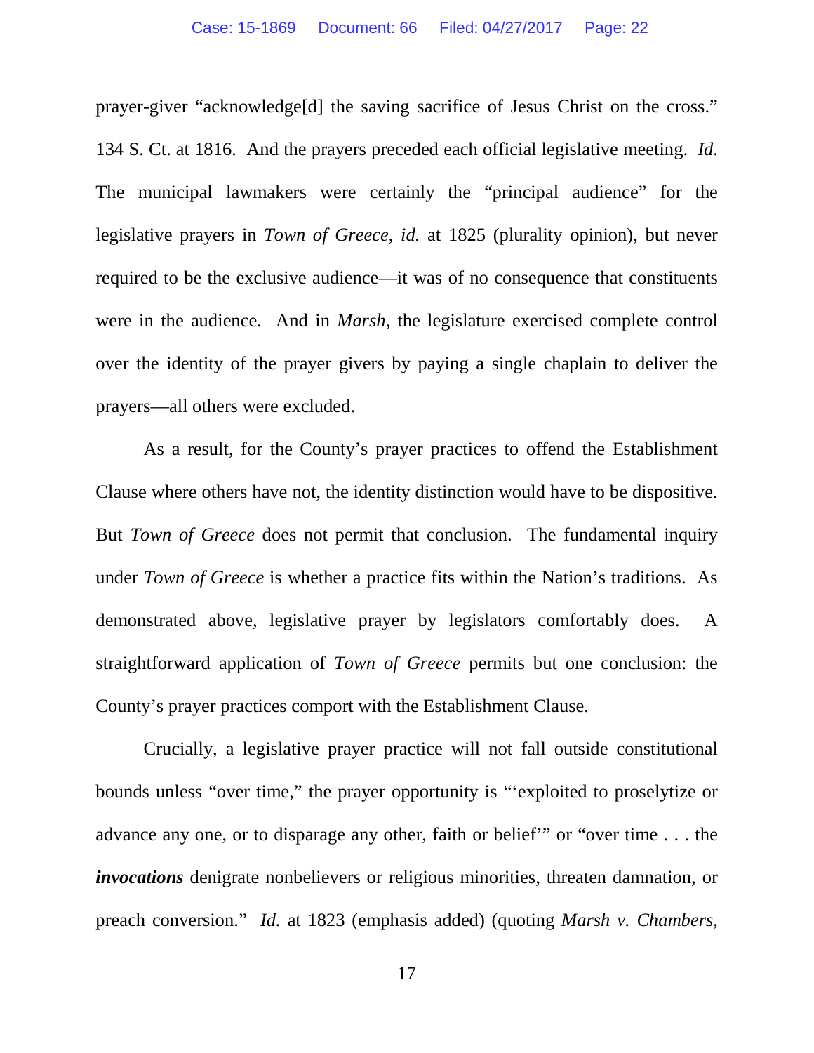prayer-giver "acknowledge[d] the saving sacrifice of Jesus Christ on the cross." 134 S. Ct. at 1816. And the prayers preceded each official legislative meeting. *Id*. The municipal lawmakers were certainly the "principal audience" for the legislative prayers in *Town of Greece*, *id.* at 1825 (plurality opinion), but never required to be the exclusive audience—it was of no consequence that constituents were in the audience. And in *Marsh*, the legislature exercised complete control over the identity of the prayer givers by paying a single chaplain to deliver the prayers—all others were excluded.

As a result, for the County's prayer practices to offend the Establishment Clause where others have not, the identity distinction would have to be dispositive. But *Town of Greece* does not permit that conclusion. The fundamental inquiry under *Town of Greece* is whether a practice fits within the Nation's traditions. As demonstrated above, legislative prayer by legislators comfortably does. A straightforward application of *Town of Greece* permits but one conclusion: the County's prayer practices comport with the Establishment Clause.

Crucially, a legislative prayer practice will not fall outside constitutional bounds unless "over time," the prayer opportunity is "'exploited to proselytize or advance any one, or to disparage any other, faith or belief'" or "over time . . . the ***invocations*** denigrate nonbelievers or religious minorities, threaten damnation, or preach conversion." *Id.* at 1823 (emphasis added) (quoting *Marsh v. Chambers*,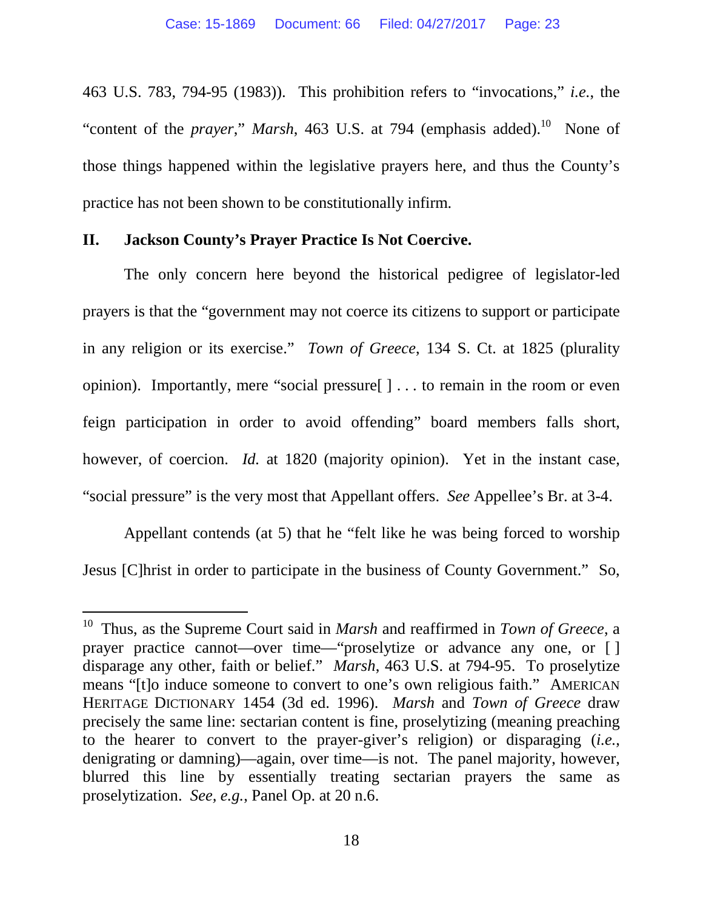463 U.S. 783, 794-95 (1983)). This prohibition refers to "invocations," *i.e.*, the "content of the *prayer*," *Marsh*, 463 U.S. at 794 (emphasis added).[10] None of those things happened within the legislative prayers here, and thus the County's practice has not been shown to be constitutionally infirm.

## II. Jackson County's Prayer Practice Is Not Coercive.

The only concern here beyond the historical pedigree of legislator-led prayers is that the "government may not coerce its citizens to support or participate in any religion or its exercise." *Town of Greece*, 134 S. Ct. at 1825 (plurality opinion). Importantly, mere "social pressure[ ] . . . to remain in the room or even feign participation in order to avoid offending" board members falls short, however, of coercion. *Id.* at 1820 (majority opinion). Yet in the instant case, "social pressure" is the very most that Appellant offers. *See* Appellee's Br. at 3-4.

Appellant contends (at 5) that he "felt like he was being forced to worship Jesus [C]hrist in order to participate in the business of County Government." So,

---

[10] Thus, as the Supreme Court said in *Marsh* and reaffirmed in *Town of Greece*, a prayer practice cannot—over time—"proselytize or advance any one, or [ ] disparage any other, faith or belief." *Marsh*, 463 U.S. at 794-95. To proselytize means "[t]o induce someone to convert to one's own religious faith." AMERICAN HERITAGE DICTIONARY 1454 (3d ed. 1996). *Marsh* and *Town of Greece* draw precisely the same line: sectarian content is fine, proselytizing (meaning preaching to the hearer to convert to the prayer-giver's religion) or disparaging (*i.e.*, denigrating or damning)—again, over time—is not. The panel majority, however, blurred this line by essentially treating sectarian prayers the same as proselytization. *See, e.g.*, Panel Op. at 20 n.6.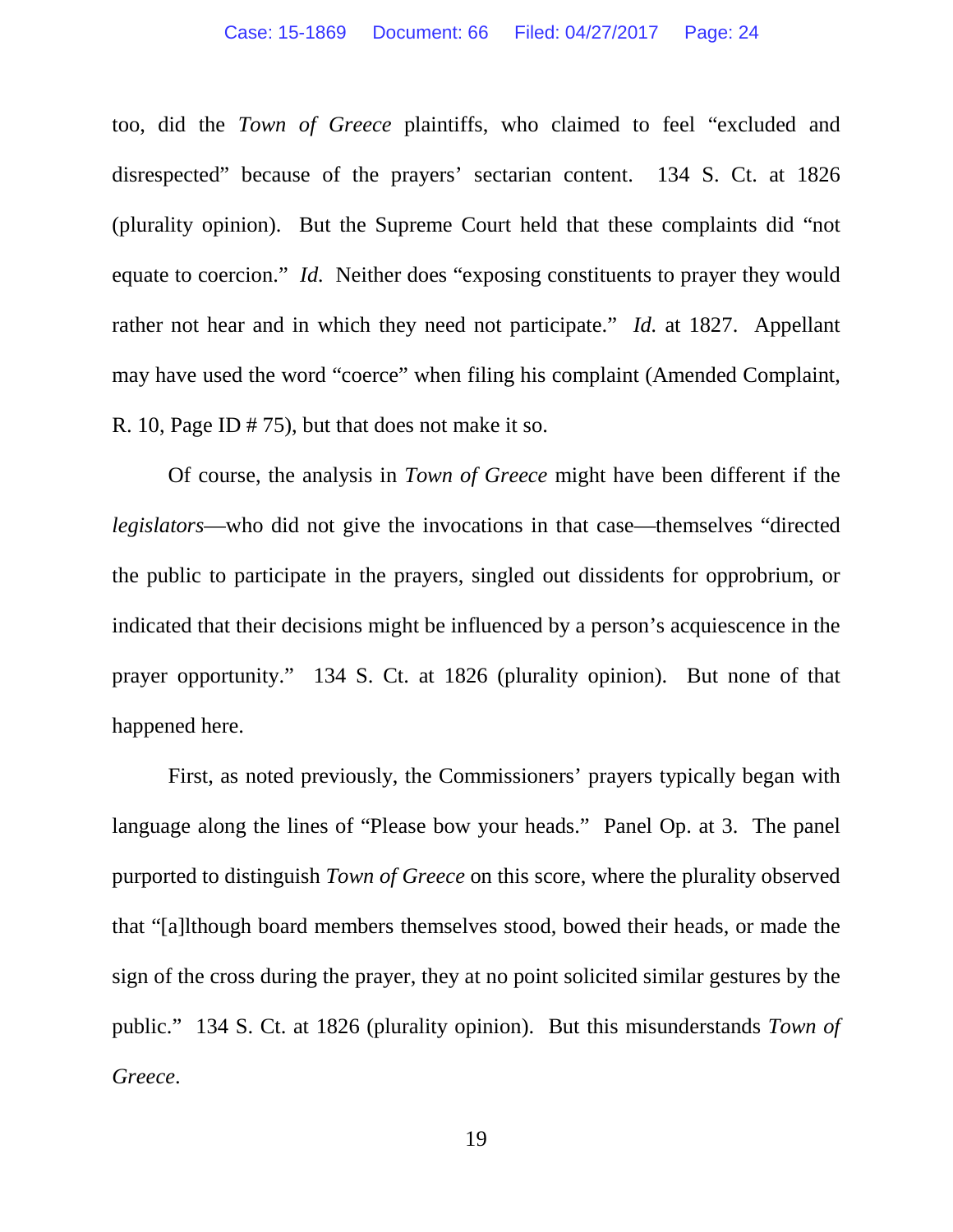too, did the *Town of Greece* plaintiffs, who claimed to feel "excluded and disrespected" because of the prayers' sectarian content. 134 S. Ct. at 1826 (plurality opinion). But the Supreme Court held that these complaints did "not equate to coercion." *Id.* Neither does "exposing constituents to prayer they would rather not hear and in which they need not participate." *Id.* at 1827. Appellant may have used the word "coerce" when filing his complaint (Amended Complaint, R. 10, Page ID # 75), but that does not make it so.

Of course, the analysis in *Town of Greece* might have been different if the *legislators*—who did not give the invocations in that case—themselves "directed the public to participate in the prayers, singled out dissidents for opprobrium, or indicated that their decisions might be influenced by a person's acquiescence in the prayer opportunity." 134 S. Ct. at 1826 (plurality opinion). But none of that happened here.

First, as noted previously, the Commissioners' prayers typically began with language along the lines of "Please bow your heads." Panel Op. at 3. The panel purported to distinguish *Town of Greece* on this score, where the plurality observed that "[a]lthough board members themselves stood, bowed their heads, or made the sign of the cross during the prayer, they at no point solicited similar gestures by the public." 134 S. Ct. at 1826 (plurality opinion). But this misunderstands *Town of Greece*.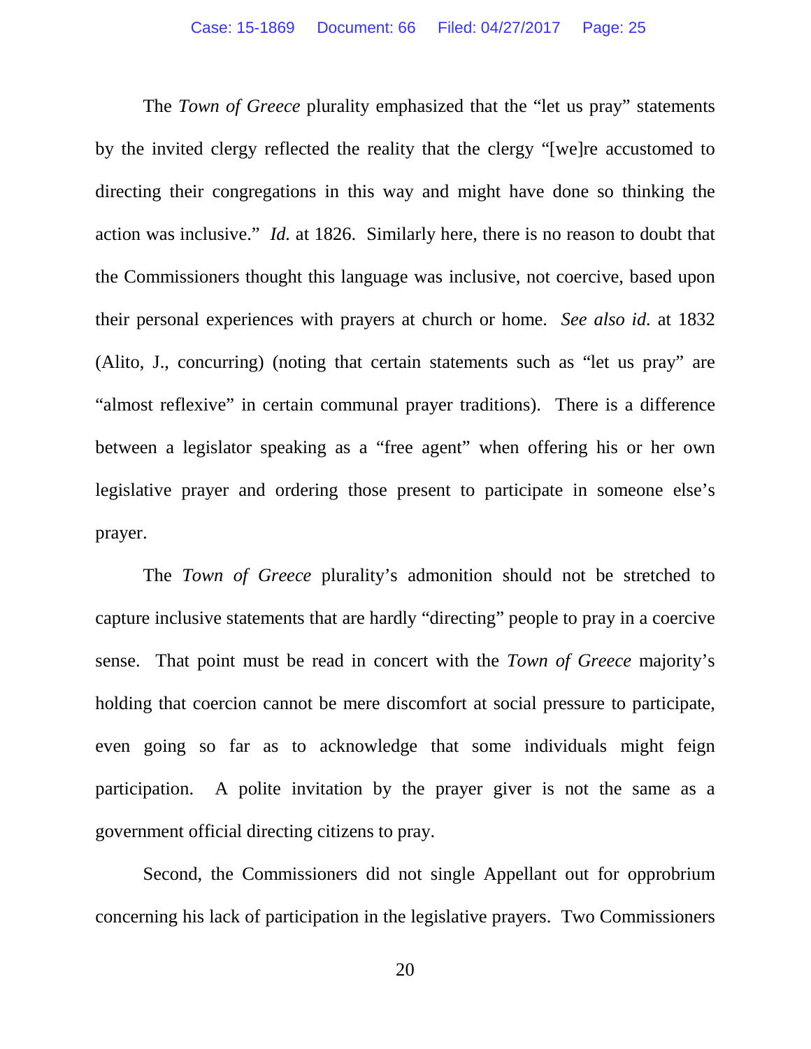The *Town of Greece* plurality emphasized that the "let us pray" statements by the invited clergy reflected the reality that the clergy "[we]re accustomed to directing their congregations in this way and might have done so thinking the action was inclusive." *Id.* at 1826. Similarly here, there is no reason to doubt that the Commissioners thought this language was inclusive, not coercive, based upon their personal experiences with prayers at church or home. *See also id.* at 1832 (Alito, J., concurring) (noting that certain statements such as "let us pray" are "almost reflexive" in certain communal prayer traditions). There is a difference between a legislator speaking as a "free agent" when offering his or her own legislative prayer and ordering those present to participate in someone else's prayer.

The *Town of Greece* plurality's admonition should not be stretched to capture inclusive statements that are hardly "directing" people to pray in a coercive sense. That point must be read in concert with the *Town of Greece* majority's holding that coercion cannot be mere discomfort at social pressure to participate, even going so far as to acknowledge that some individuals might feign participation. A polite invitation by the prayer giver is not the same as a government official directing citizens to pray.

Second, the Commissioners did not single Appellant out for opprobrium concerning his lack of participation in the legislative prayers. Two Commissioners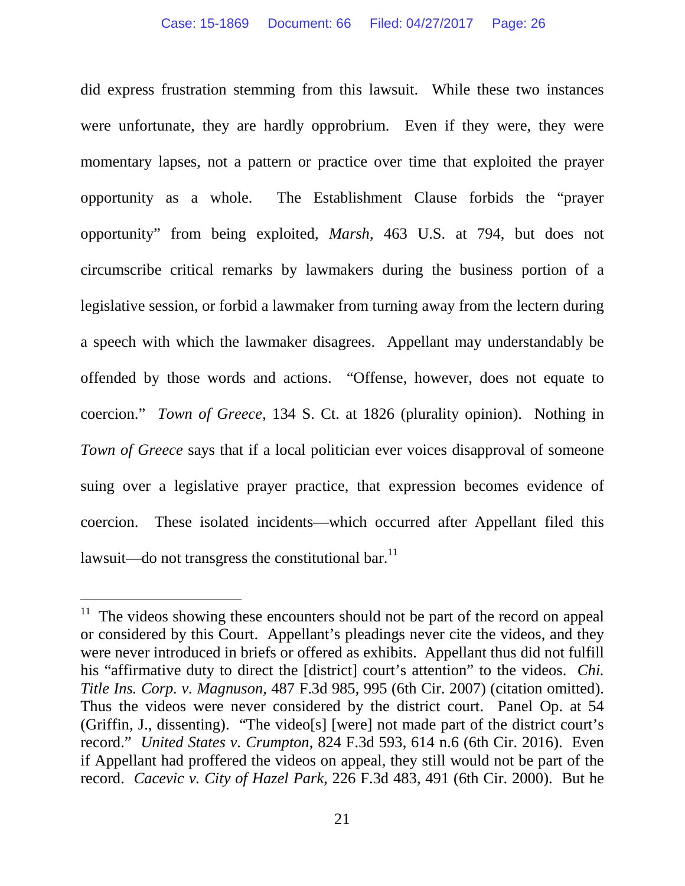did express frustration stemming from this lawsuit. While these two instances were unfortunate, they are hardly opprobrium. Even if they were, they were momentary lapses, not a pattern or practice over time that exploited the prayer opportunity as a whole. The Establishment Clause forbids the "prayer opportunity" from being exploited, *Marsh*, 463 U.S. at 794, but does not circumscribe critical remarks by lawmakers during the business portion of a legislative session, or forbid a lawmaker from turning away from the lectern during a speech with which the lawmaker disagrees. Appellant may understandably be offended by those words and actions. "Offense, however, does not equate to coercion." *Town of Greece*, 134 S. Ct. at 1826 (plurality opinion). Nothing in *Town of Greece* says that if a local politician ever voices disapproval of someone suing over a legislative prayer practice, that expression becomes evidence of coercion. These isolated incidents—which occurred after Appellant filed this lawsuit—do not transgress the constitutional bar.[11]

---

[11] The videos showing these encounters should not be part of the record on appeal or considered by this Court. Appellant's pleadings never cite the videos, and they were never introduced in briefs or offered as exhibits. Appellant thus did not fulfill his "affirmative duty to direct the [district] court's attention" to the videos. *Chi. Title Ins. Corp. v. Magnuson*, 487 F.3d 985, 995 (6th Cir. 2007) (citation omitted). Thus the videos were never considered by the district court. Panel Op. at 54 (Griffin, J., dissenting). "The video[s] [were] not made part of the district court's record." *United States v. Crumpton*, 824 F.3d 593, 614 n.6 (6th Cir. 2016). Even if Appellant had proffered the videos on appeal, they still would not be part of the record. *Cacevic v. City of Hazel Park*, 226 F.3d 483, 491 (6th Cir. 2000). But he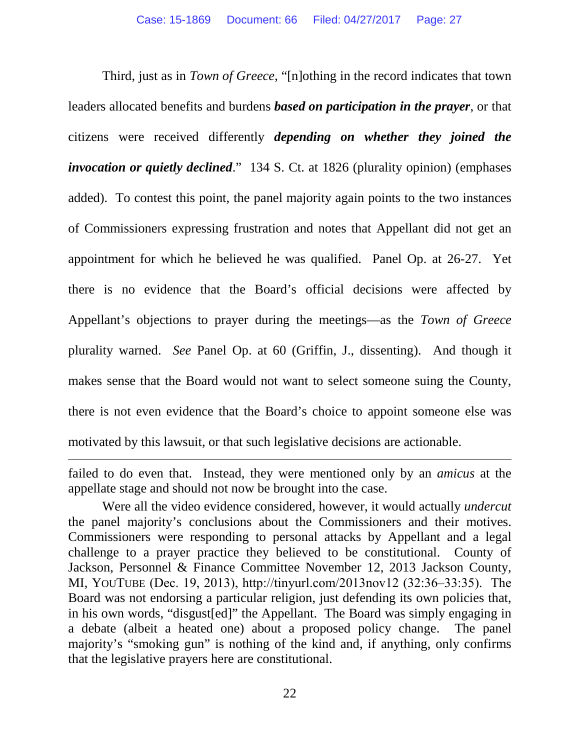Third, just as in *Town of Greece*, "[n]othing in the record indicates that town leaders allocated benefits and burdens ***based on participation in the prayer***, or that citizens were received differently ***depending on whether they joined the invocation or quietly declined***." 134 S. Ct. at 1826 (plurality opinion) (emphases added). To contest this point, the panel majority again points to the two instances of Commissioners expressing frustration and notes that Appellant did not get an appointment for which he believed he was qualified. Panel Op. at 26-27. Yet there is no evidence that the Board's official decisions were affected by Appellant's objections to prayer during the meetings—as the *Town of Greece* plurality warned. *See* Panel Op. at 60 (Griffin, J., dissenting). And though it makes sense that the Board would not want to select someone suing the County, there is not even evidence that the Board's choice to appoint someone else was motivated by this lawsuit, or that such legislative decisions are actionable.

---

failed to do even that. Instead, they were mentioned only by an *amicus* at the appellate stage and should not now be brought into the case.

Were all the video evidence considered, however, it would actually *undercut* the panel majority's conclusions about the Commissioners and their motives. Commissioners were responding to personal attacks by Appellant and a legal challenge to a prayer practice they believed to be constitutional. County of Jackson, Personnel & Finance Committee November 12, 2013 Jackson County, MI, YOUTUBE (Dec. 19, 2013), http://tinyurl.com/2013nov12 (32:36–33:35). The Board was not endorsing a particular religion, just defending its own policies that, in his own words, "disgust[ed]" the Appellant. The Board was simply engaging in a debate (albeit a heated one) about a proposed policy change. The panel majority's "smoking gun" is nothing of the kind and, if anything, only confirms that the legislative prayers here are constitutional.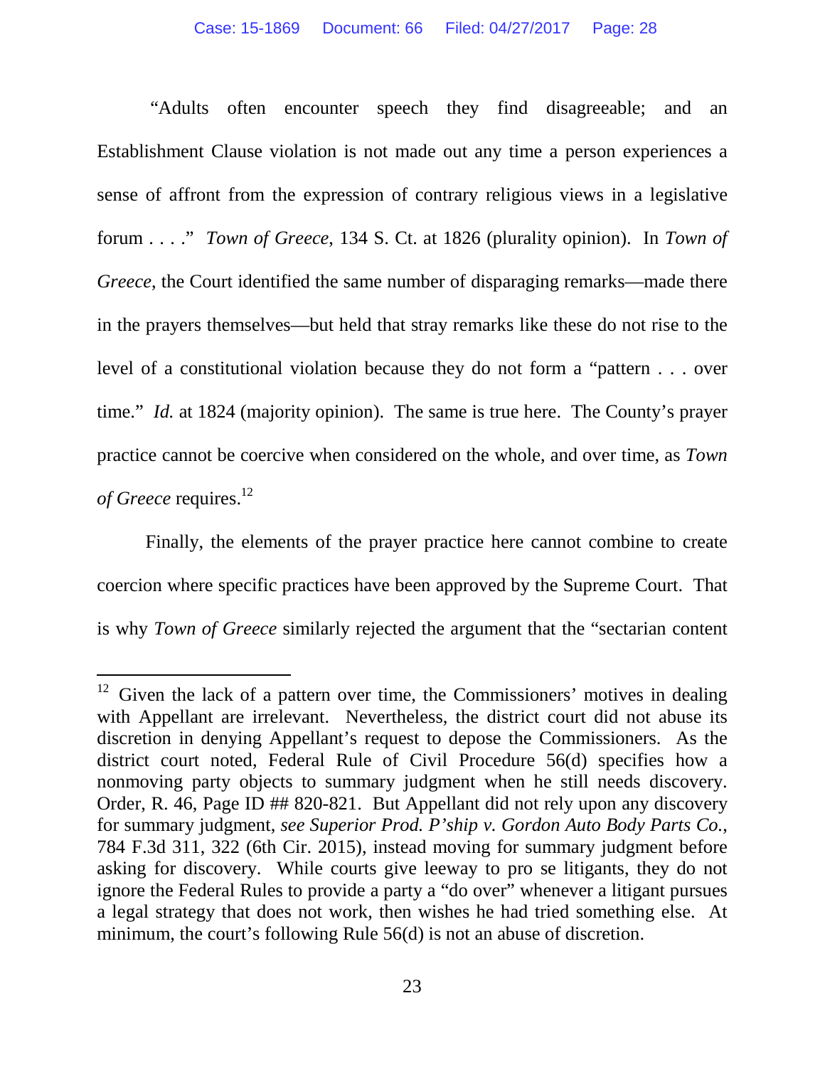"Adults often encounter speech they find disagreeable; and an Establishment Clause violation is not made out any time a person experiences a sense of affront from the expression of contrary religious views in a legislative forum . . . ." *Town of Greece*, 134 S. Ct. at 1826 (plurality opinion). In *Town of Greece*, the Court identified the same number of disparaging remarks—made there in the prayers themselves—but held that stray remarks like these do not rise to the level of a constitutional violation because they do not form a "pattern . . . over time." *Id.* at 1824 (majority opinion). The same is true here. The County's prayer practice cannot be coercive when considered on the whole, and over time, as *Town of Greece* requires.[12]

Finally, the elements of the prayer practice here cannot combine to create coercion where specific practices have been approved by the Supreme Court. That is why *Town of Greece* similarly rejected the argument that the "sectarian content

---

[12] Given the lack of a pattern over time, the Commissioners' motives in dealing with Appellant are irrelevant. Nevertheless, the district court did not abuse its discretion in denying Appellant's request to depose the Commissioners. As the district court noted, Federal Rule of Civil Procedure 56(d) specifies how a nonmoving party objects to summary judgment when he still needs discovery. Order, R. 46, Page ID ## 820-821. But Appellant did not rely upon any discovery for summary judgment, *see Superior Prod. P'ship v. Gordon Auto Body Parts Co.*, 784 F.3d 311, 322 (6th Cir. 2015), instead moving for summary judgment before asking for discovery. While courts give leeway to pro se litigants, they do not ignore the Federal Rules to provide a party a "do over" whenever a litigant pursues a legal strategy that does not work, then wishes he had tried something else. At minimum, the court's following Rule 56(d) is not an abuse of discretion.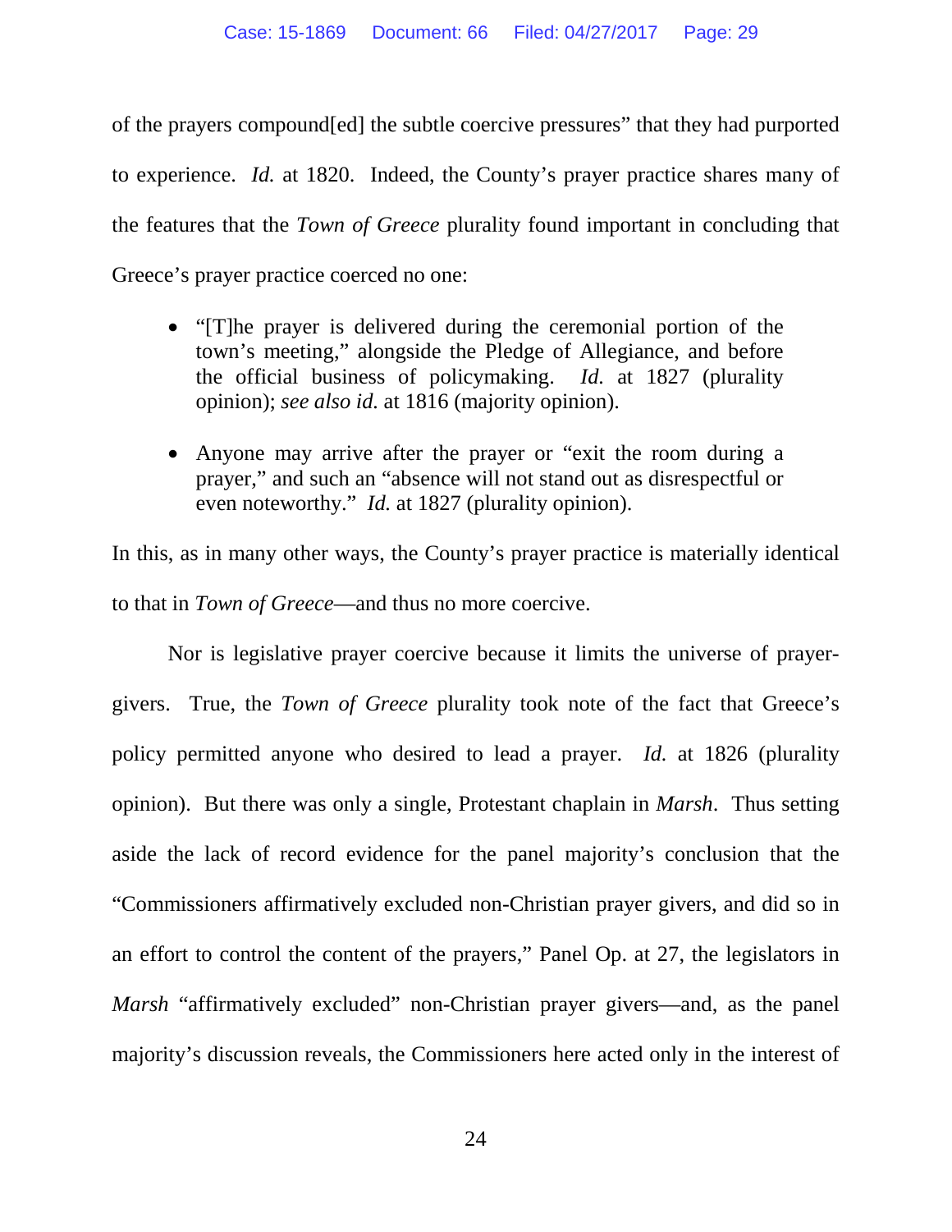of the prayers compound[ed] the subtle coercive pressures" that they had purported to experience. *Id.* at 1820. Indeed, the County's prayer practice shares many of the features that the *Town of Greece* plurality found important in concluding that Greece's prayer practice coerced no one:

- "[T]he prayer is delivered during the ceremonial portion of the town's meeting," alongside the Pledge of Allegiance, and before the official business of policymaking. *Id.* at 1827 (plurality opinion); *see also id.* at 1816 (majority opinion).

- Anyone may arrive after the prayer or "exit the room during a prayer," and such an "absence will not stand out as disrespectful or even noteworthy." *Id.* at 1827 (plurality opinion).

In this, as in many other ways, the County's prayer practice is materially identical to that in *Town of Greece*—and thus no more coercive.

Nor is legislative prayer coercive because it limits the universe of prayer-givers. True, the *Town of Greece* plurality took note of the fact that Greece's policy permitted anyone who desired to lead a prayer. *Id.* at 1826 (plurality opinion). But there was only a single, Protestant chaplain in *Marsh*. Thus setting aside the lack of record evidence for the panel majority's conclusion that the "Commissioners affirmatively excluded non-Christian prayer givers, and did so in an effort to control the content of the prayers," Panel Op. at 27, the legislators in *Marsh* "affirmatively excluded" non-Christian prayer givers—and, as the panel majority's discussion reveals, the Commissioners here acted only in the interest of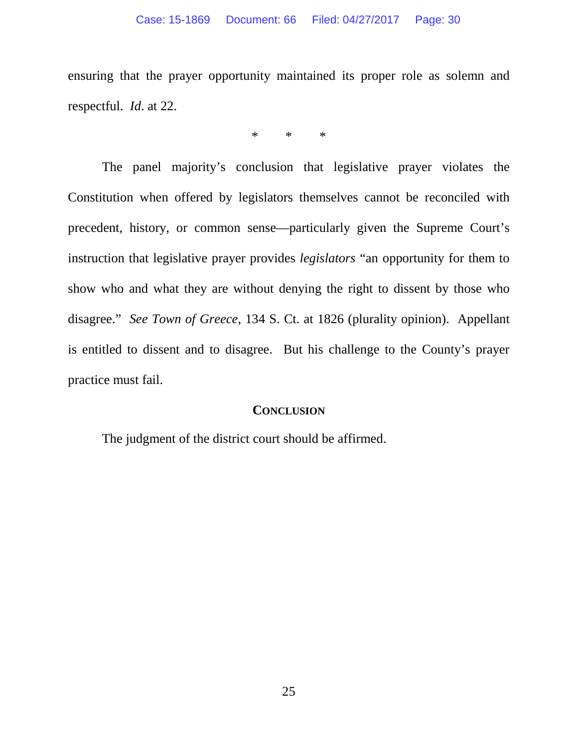ensuring that the prayer opportunity maintained its proper role as solemn and respectful. *Id*. at 22.

\* \* \*

The panel majority's conclusion that legislative prayer violates the Constitution when offered by legislators themselves cannot be reconciled with precedent, history, or common sense—particularly given the Supreme Court's instruction that legislative prayer provides *legislators* "an opportunity for them to show who and what they are without denying the right to dissent by those who disagree." *See Town of Greece*, 134 S. Ct. at 1826 (plurality opinion). Appellant is entitled to dissent and to disagree. But his challenge to the County's prayer practice must fail.

## CONCLUSION

The judgment of the district court should be affirmed.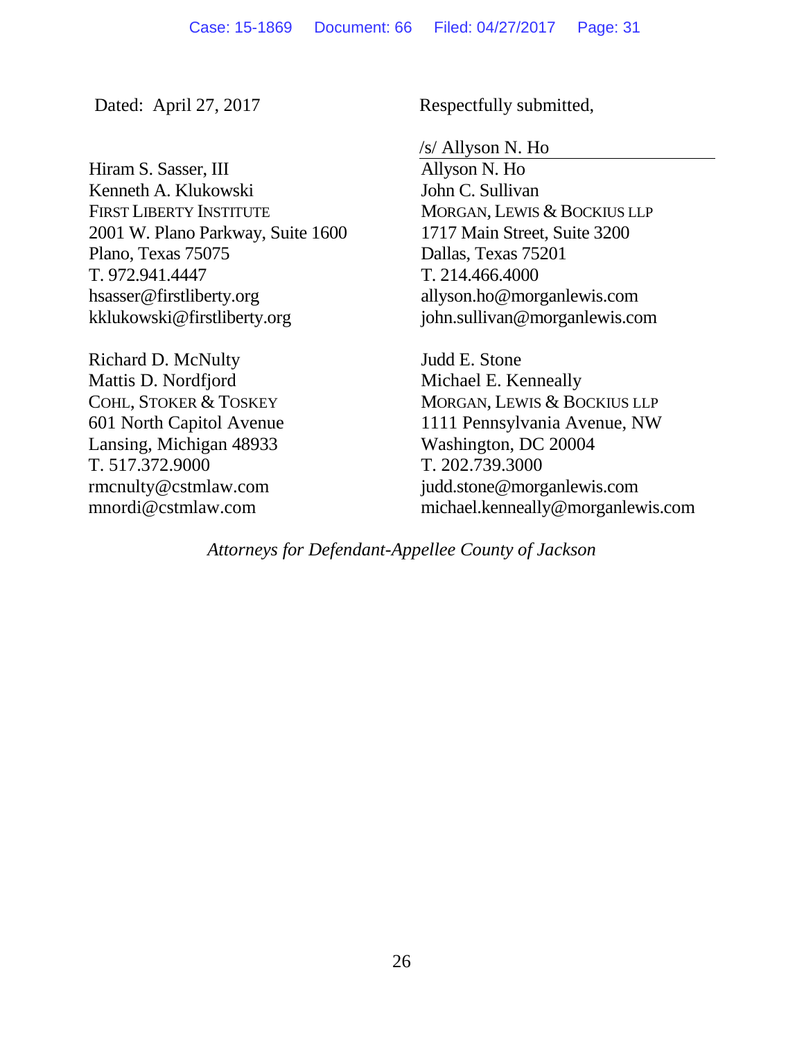Dated: April 27, 2017

Respectfully submitted,

/s/ Allyson N. Ho
Allyson N. Ho
John C. Sullivan
MORGAN, LEWIS & BOCKIUS LLP
1717 Main Street, Suite 3200
Dallas, Texas 75201
T. 214.466.4000
allyson.ho@morganlewis.com
john.sullivan@morganlewis.com

Judd E. Stone
Michael E. Kenneally
MORGAN, LEWIS & BOCKIUS LLP
1111 Pennsylvania Avenue, NW
Washington, DC 20004
T. 202.739.3000
judd.stone@morganlewis.com
michael.kenneally@morganlewis.com

Hiram S. Sasser, III
Kenneth A. Klukowski
FIRST LIBERTY INSTITUTE
2001 W. Plano Parkway, Suite 1600
Plano, Texas 75075
T. 972.941.4447
hsasser@firstliberty.org
kklukowski@firstliberty.org

Richard D. McNulty
Mattis D. Nordfjord
COHL, STOKER & TOSKEY
601 North Capitol Avenue
Lansing, Michigan 48933
T. 517.372.9000
rmcnulty@cstmlaw.com
mnordi@cstmlaw.com

*Attorneys for Defendant-Appellee County of Jackson*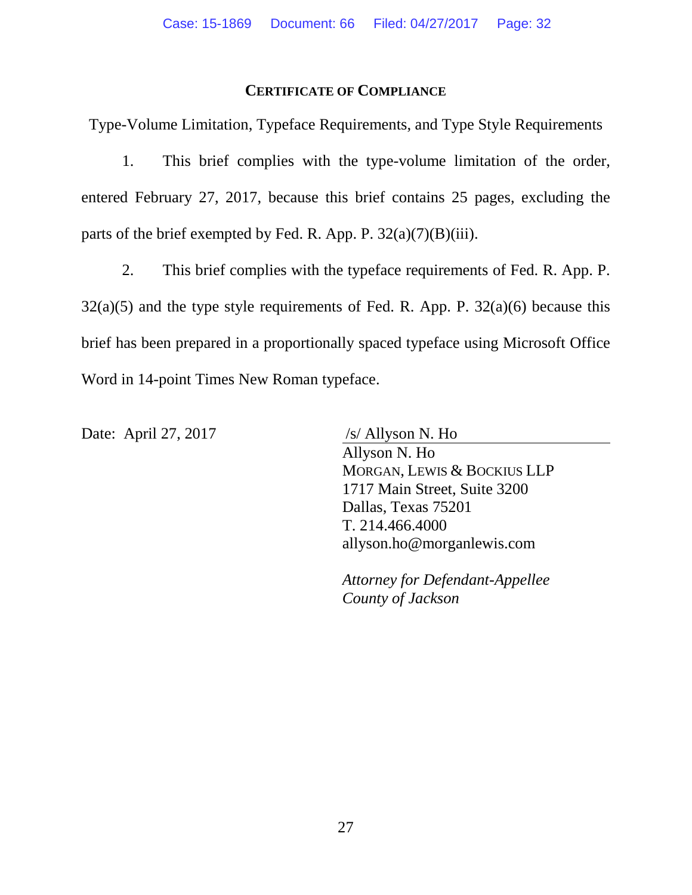## CERTIFICATE OF COMPLIANCE

Type-Volume Limitation, Typeface Requirements, and Type Style Requirements

1. This brief complies with the type-volume limitation of the order, entered February 27, 2017, because this brief contains 25 pages, excluding the parts of the brief exempted by Fed. R. App. P. 32(a)(7)(B)(iii).

2. This brief complies with the typeface requirements of Fed. R. App. P. 32(a)(5) and the type style requirements of Fed. R. App. P. 32(a)(6) because this brief has been prepared in a proportionally spaced typeface using Microsoft Office Word in 14-point Times New Roman typeface.

Date: April 27, 2017

/s/ Allyson N. Ho
Allyson N. Ho
MORGAN, LEWIS & BOCKIUS LLP
1717 Main Street, Suite 3200
Dallas, Texas 75201
T. 214.466.4000
allyson.ho@morganlewis.com

*Attorney for Defendant-Appellee County of Jackson*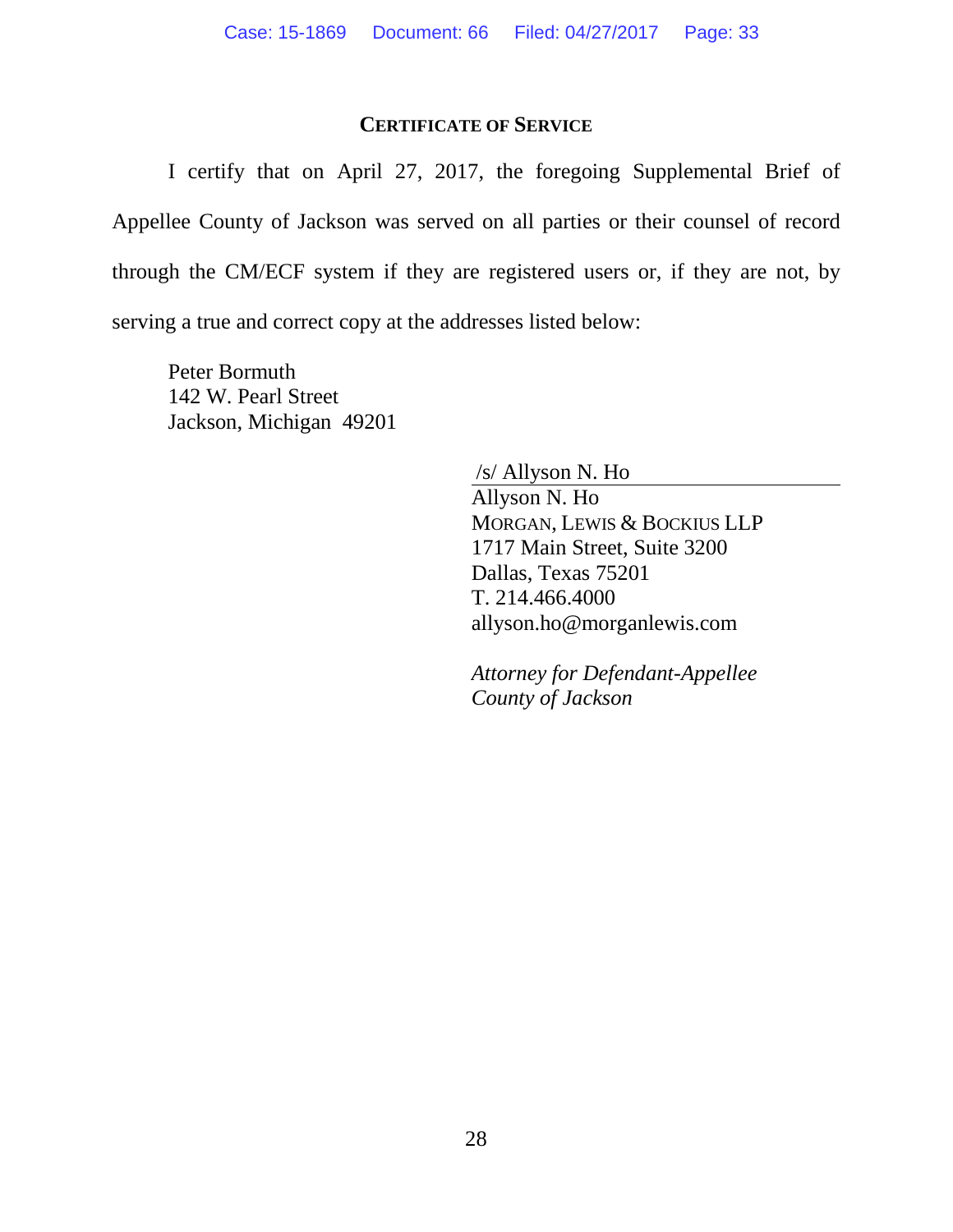## CERTIFICATE OF SERVICE

I certify that on April 27, 2017, the foregoing Supplemental Brief of Appellee County of Jackson was served on all parties or their counsel of record through the CM/ECF system if they are registered users or, if they are not, by serving a true and correct copy at the addresses listed below:

Peter Bormuth
142 W. Pearl Street
Jackson, Michigan 49201

/s/ Allyson N. Ho
Allyson N. Ho
MORGAN, LEWIS & BOCKIUS LLP
1717 Main Street, Suite 3200
Dallas, Texas 75201
T. 214.466.4000
allyson.ho@morganlewis.com

*Attorney for Defendant-Appellee County of Jackson*